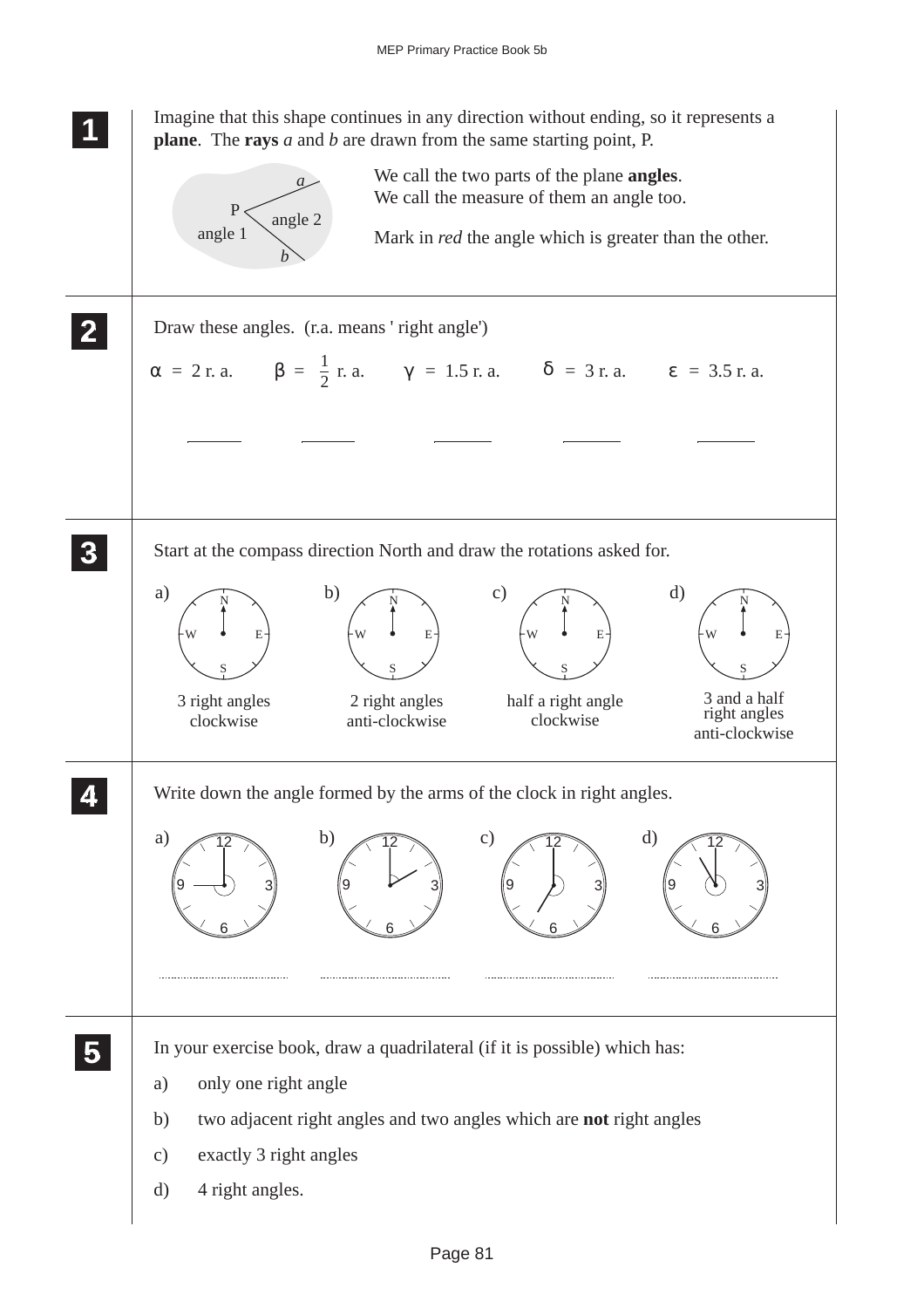**1** Imagine that this shape continues in any direction without ending, so it represents a **plane**. The **rays** *a* and *b* are drawn from the same starting point, P.

P, *a*, *b*, angle 1, angle 2

We call the two parts of the plane **angles**.
We call the measure of them an angle too.

Mark in *red* the angle which is greater than the other.

---

**2** Draw these angles. (r.a. means ' right angle')

$\alpha$ = 2 r. a. $\beta$ = $\frac{1}{2}$ r. a. $\gamma$ = 1.5 r. a. $\delta$ = 3 r. a. $\varepsilon$ = 3.5 r. a.

---

**3** Start at the compass direction North and draw the rotations asked for.

a) 3 right angles clockwise

b) 2 right angles anti-clockwise

c) half a right angle clockwise

d) 3 and a half right angles anti-clockwise

---

**4** Write down the angle formed by the arms of the clock in right angles.

a) ..................

b) ..................

c) ..................

d) ..................

---

**5** In your exercise book, draw a quadrilateral (if it is possible) which has:

a) only one right angle

b) two adjacent right angles and two angles which are **not** right angles

c) exactly 3 right angles

d) 4 right angles.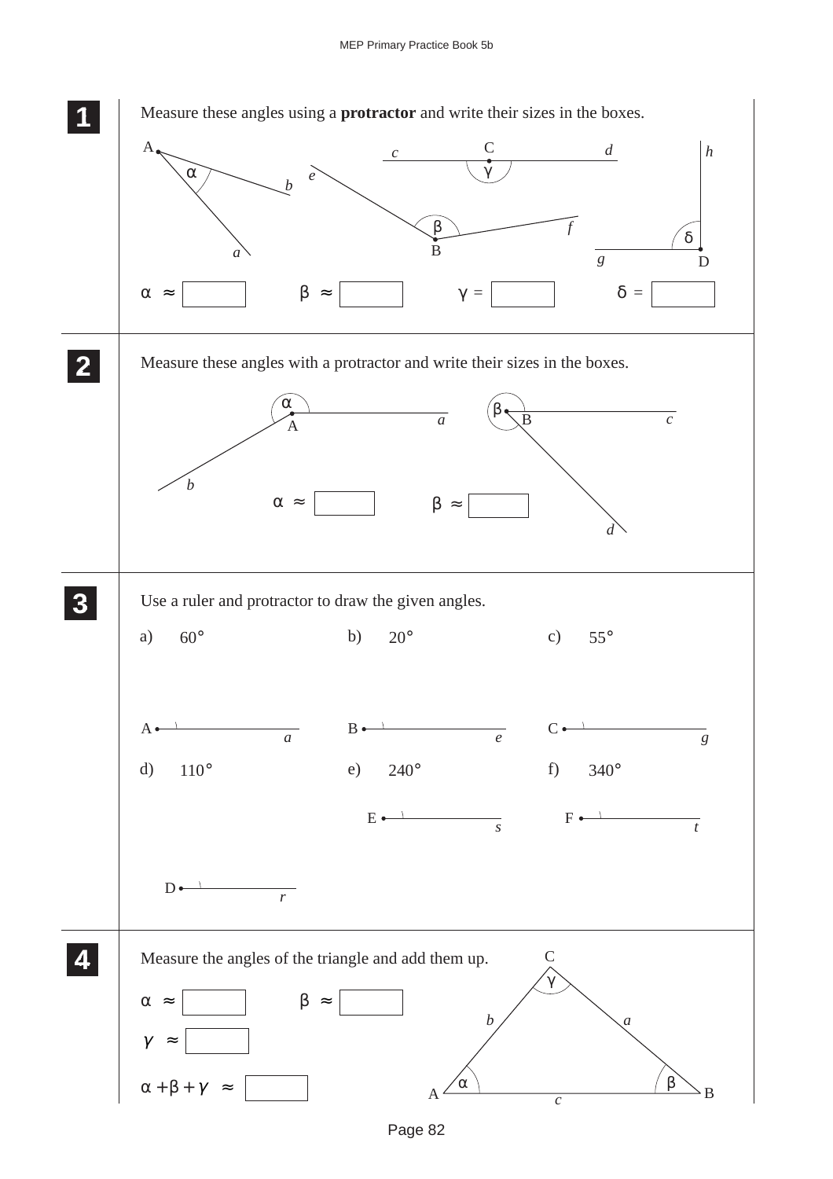**1** Measure these angles using a **protractor** and write their sizes in the boxes.

A, $\alpha$, $b$, $a$ — $e$, $\beta$, B, $f$ — $c$, C, $\gamma$, $d$ — $h$, $\delta$, $g$, D

$\alpha \approx$ ☐ $\beta \approx$ ☐ $\gamma =$ ☐ $\delta =$ ☐

**2** Measure these angles with a protractor and write their sizes in the boxes.

$\alpha$, A, $a$, $b$ — $\beta$, B, $c$, $d$

$\alpha \approx$ ☐ $\beta \approx$ ☐

**3** Use a ruler and protractor to draw the given angles.

a) $60°$ (A, $a$)

b) $20°$ (B, $e$)

c) $55°$ (C, $g$)

d) $110°$ (D, $r$)

e) $240°$ (E, $s$)

f) $340°$ (F, $t$)

**4** Measure the angles of the triangle and add them up.

$\alpha \approx$ ☐ $\beta \approx$ ☐

$\gamma \approx$ ☐

$\alpha + \beta + \gamma \approx$ ☐

(Triangle ABC with sides $a$, $b$, $c$ and angles $\alpha$, $\beta$, $\gamma$)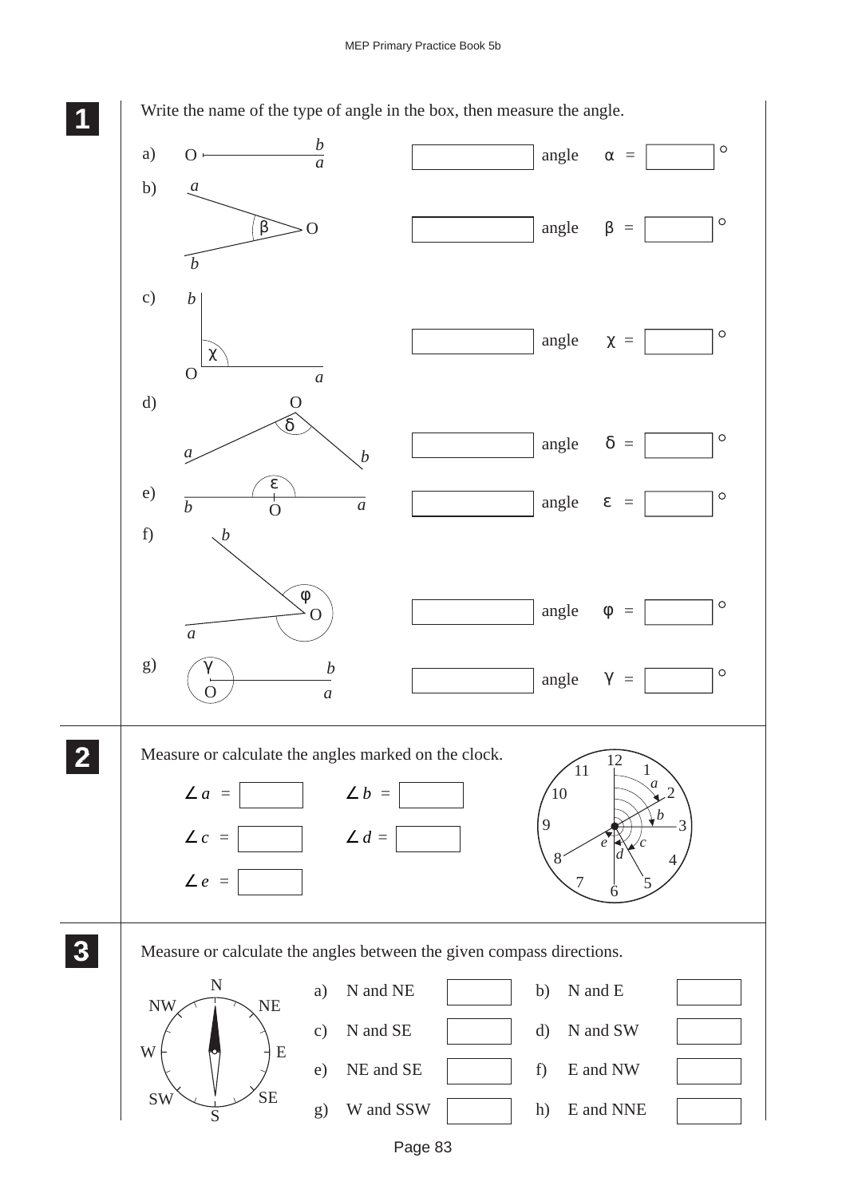**1** Write the name of the type of angle in the box, then measure the angle.

a) ______ angle $\alpha$ = ______ °

b) ______ angle $\beta$ = ______ °

c) ______ angle $\chi$ = ______ °

d) ______ angle $\delta$ = ______ °

e) ______ angle $\varepsilon$ = ______ °

f) ______ angle $\varphi$ = ______ °

g) ______ angle $\gamma$ = ______ °

**2** Measure or calculate the angles marked on the clock.

$\angle a$ = ______ $\angle b$ = ______

$\angle c$ = ______ $\angle d$ = ______

$\angle e$ = ______

**3** Measure or calculate the angles between the given compass directions.

| | | | |
|---|---|---|---|
| a) N and NE | | b) N and E | |
| c) N and SE | | d) N and SW | |
| e) NE and SE | | f) E and NW | |
| g) W and SSW | | h) E and NNE | |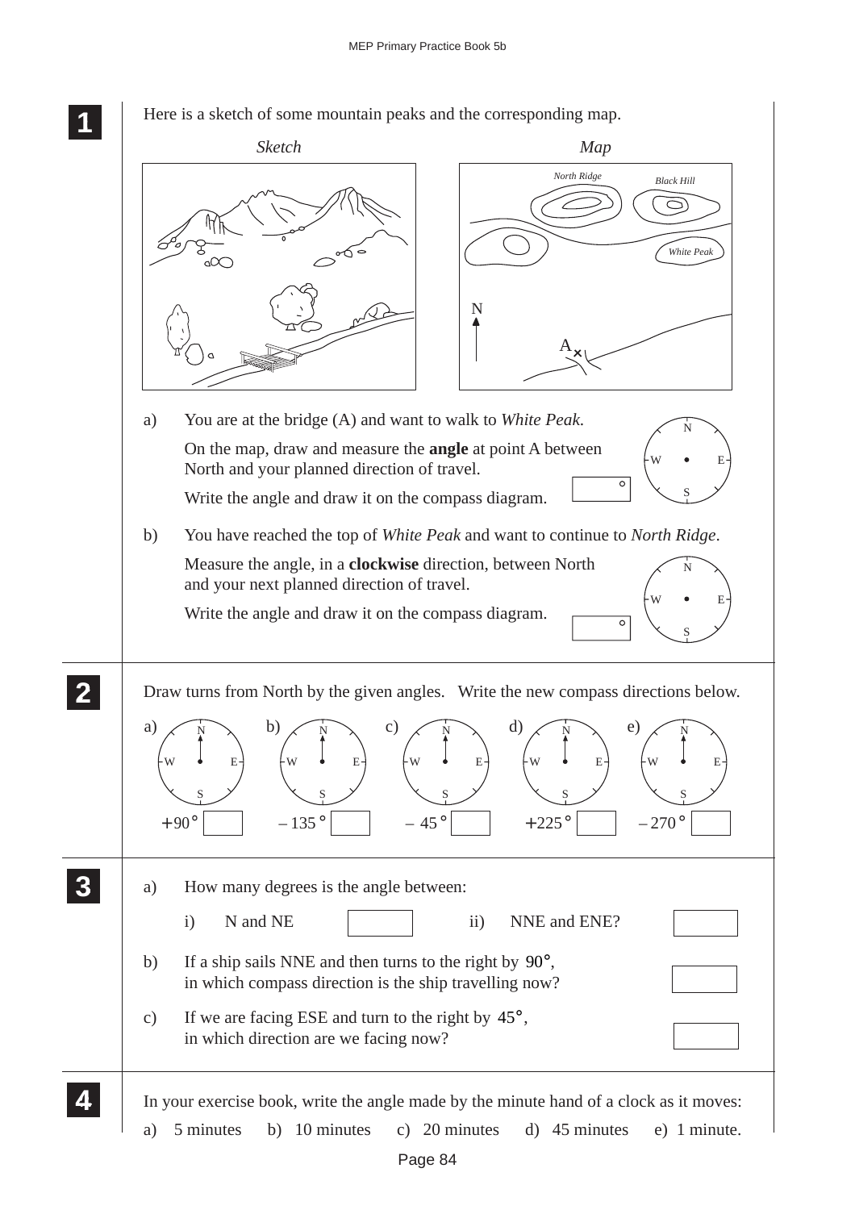**1**

Here is a sketch of some mountain peaks and the corresponding map.

*Sketch* *Map*

*North Ridge* *Black Hill* *White Peak* N A

a) You are at the bridge (A) and want to walk to *White Peak.*

On the map, draw and measure the **angle** at point A between North and your planned direction of travel.

Write the angle and draw it on the compass diagram. $\square\,°$

b) You have reached the top of *White Peak* and want to continue to *North Ridge*.

Measure the angle, in a **clockwise** direction, between North and your next planned direction of travel.

Write the angle and draw it on the compass diagram. $\square\,°$

**2**

Draw turns from North by the given angles. Write the new compass directions below.

a) $+90°$ $\square$ b) $-135°$ $\square$ c) $-45°$ $\square$ d) $+225°$ $\square$ e) $-270°$ $\square$

**3**

a) How many degrees is the angle between:

i) N and NE $\square$ ii) NNE and ENE? $\square$

b) If a ship sails NNE and then turns to the right by $90°$, in which compass direction is the ship travelling now? $\square$

c) If we are facing ESE and turn to the right by $45°$, in which direction are we facing now? $\square$

**4**

In your exercise book, write the angle made by the minute hand of a clock as it moves:

a) 5 minutes b) 10 minutes c) 20 minutes d) 45 minutes e) 1 minute.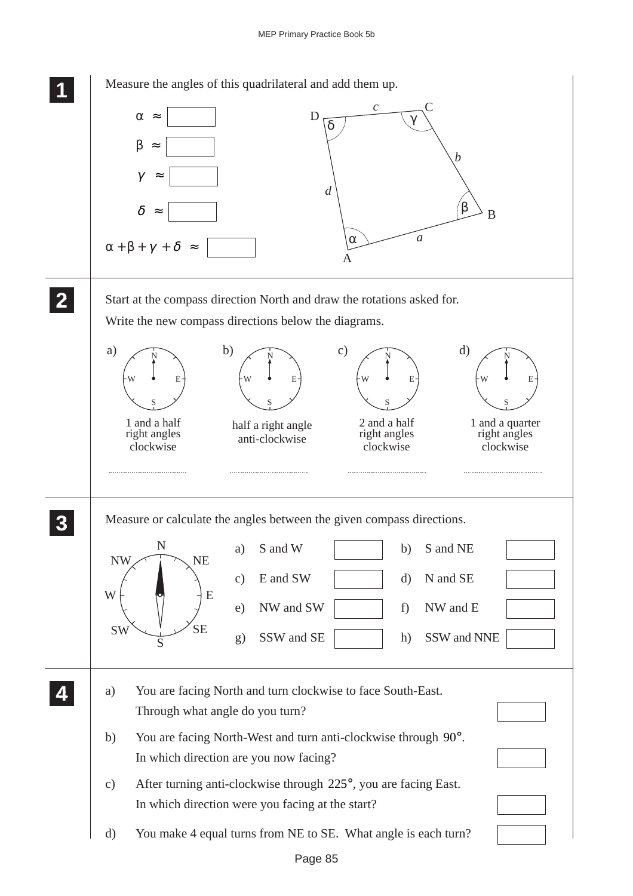**1** Measure the angles of this quadrilateral and add them up.

$\alpha \approx$ ______

$\beta \approx$ ______

$\gamma \approx$ ______

$\delta \approx$ ______

$\alpha + \beta + \gamma + \delta \approx$ ______

**2** Start at the compass direction North and draw the rotations asked for.

Write the new compass directions below the diagrams.

a) 1 and a half right angles clockwise ..................

b) half a right angle anti-clockwise ..................

c) 2 and a half right angles clockwise ..................

d) 1 and a quarter right angles clockwise ..................

**3** Measure or calculate the angles between the given compass directions.

a) S and W ______

b) S and NE ______

c) E and SW ______

d) N and SE ______

e) NW and SW ______

f) NW and E ______

g) SSW and SE ______

h) SSW and NNE ______

**4**

a) You are facing North and turn clockwise to face South-East. Through what angle do you turn? ______

b) You are facing North-West and turn anti-clockwise through $90°$. In which direction are you now facing? ______

c) After turning anti-clockwise through $225°$, you are facing East. In which direction were you facing at the start? ______

d) You make 4 equal turns from NE to SE. What angle is each turn? ______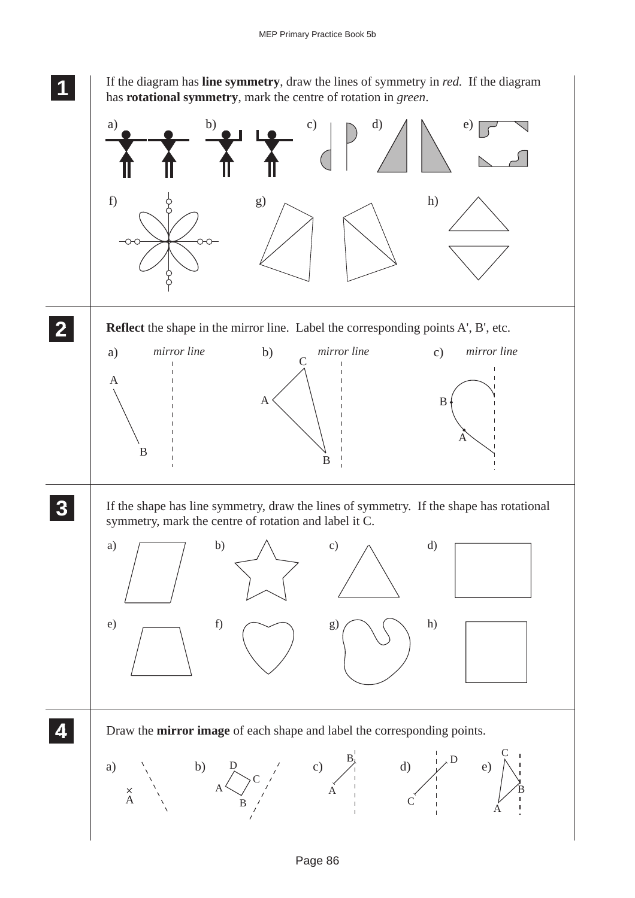**1** If the diagram has **line symmetry**, draw the lines of symmetry in *red*. If the diagram has **rotational symmetry**, mark the centre of rotation in *green*.

a) b) c) d) e)

f) g) h)

**2** **Reflect** the shape in the mirror line. Label the corresponding points A', B', etc.

a) *mirror line* A B

b) *mirror line* C A B

c) *mirror line* B A

**3** If the shape has line symmetry, draw the lines of symmetry. If the shape has rotational symmetry, mark the centre of rotation and label it C.

a) b) c) d)

e) f) g) h)

**4** Draw the **mirror image** of each shape and label the corresponding points.

a) A

b) D C A B

c) B A

d) D C

e) C B A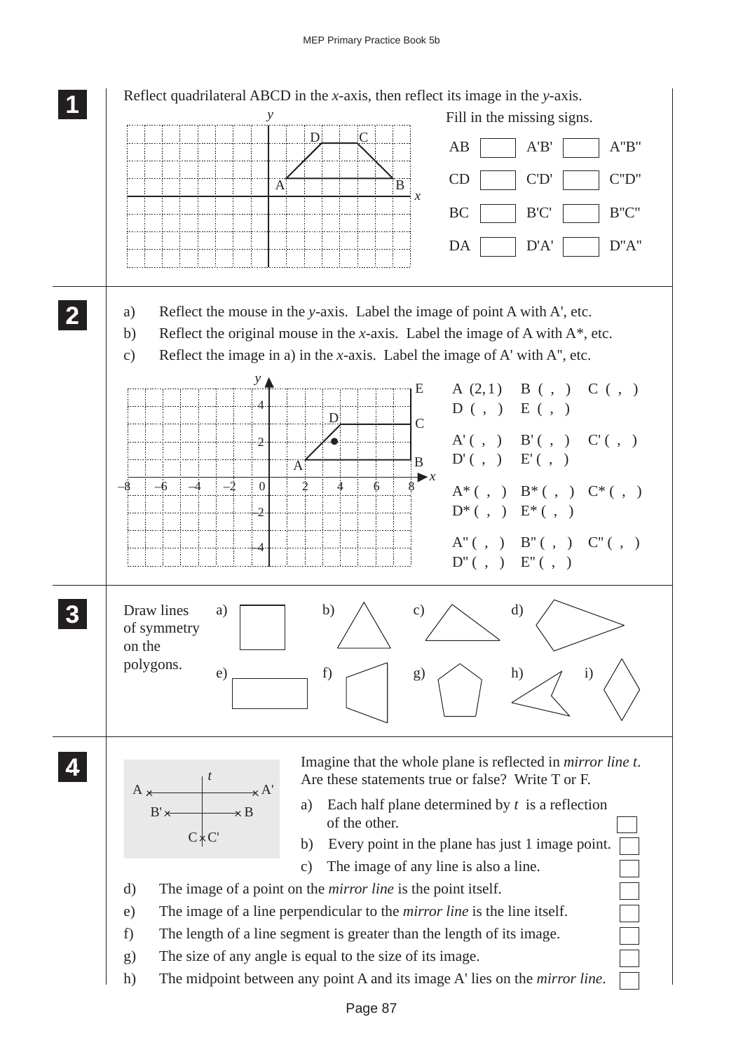**1**

Reflect quadrilateral ABCD in the $x$-axis, then reflect its image in the $y$-axis.

Fill in the missing signs.

| | | | | |
|---|---|---|---|---|
| AB | ☐ | A'B' | ☐ | A"B" |
| CD | ☐ | C'D' | ☐ | C"D" |
| BC | ☐ | B'C' | ☐ | B"C" |
| DA | ☐ | D'A' | ☐ | D"A" |

**2**

a) Reflect the mouse in the $y$-axis. Label the image of point A with A', etc.

b) Reflect the original mouse in the $x$-axis. Label the image of A with A*, etc.

c) Reflect the image in a) in the $x$-axis. Label the image of A' with A", etc.

A (2, 1)　B ( , )　C ( , )
D ( , )　E ( , )

A' ( , )　B' ( , )　C' ( , )
D' ( , )　E' ( , )

A* ( , )　B* ( , )　C* ( , )
D* ( , )　E* ( , )

A" ( , )　B" ( , )　C" ( , )
D" ( , )　E" ( , )

**3**

Draw lines of symmetry on the polygons.

a) b) c) d) e) f) g) h) i)

**4**

Imagine that the whole plane is reflected in *mirror line t*. Are these statements true or false? Write T or F.

a) Each half plane determined by $t$ is a reflection of the other. ☐

b) Every point in the plane has just 1 image point. ☐

c) The image of any line is also a line. ☐

d) The image of a point on the *mirror line* is the point itself. ☐

e) The image of a line perpendicular to the *mirror line* is the line itself. ☐

f) The length of a line segment is greater than the length of its image. ☐

g) The size of any angle is equal to the size of its image. ☐

h) The midpoint between any point A and its image A' lies on the *mirror line*. ☐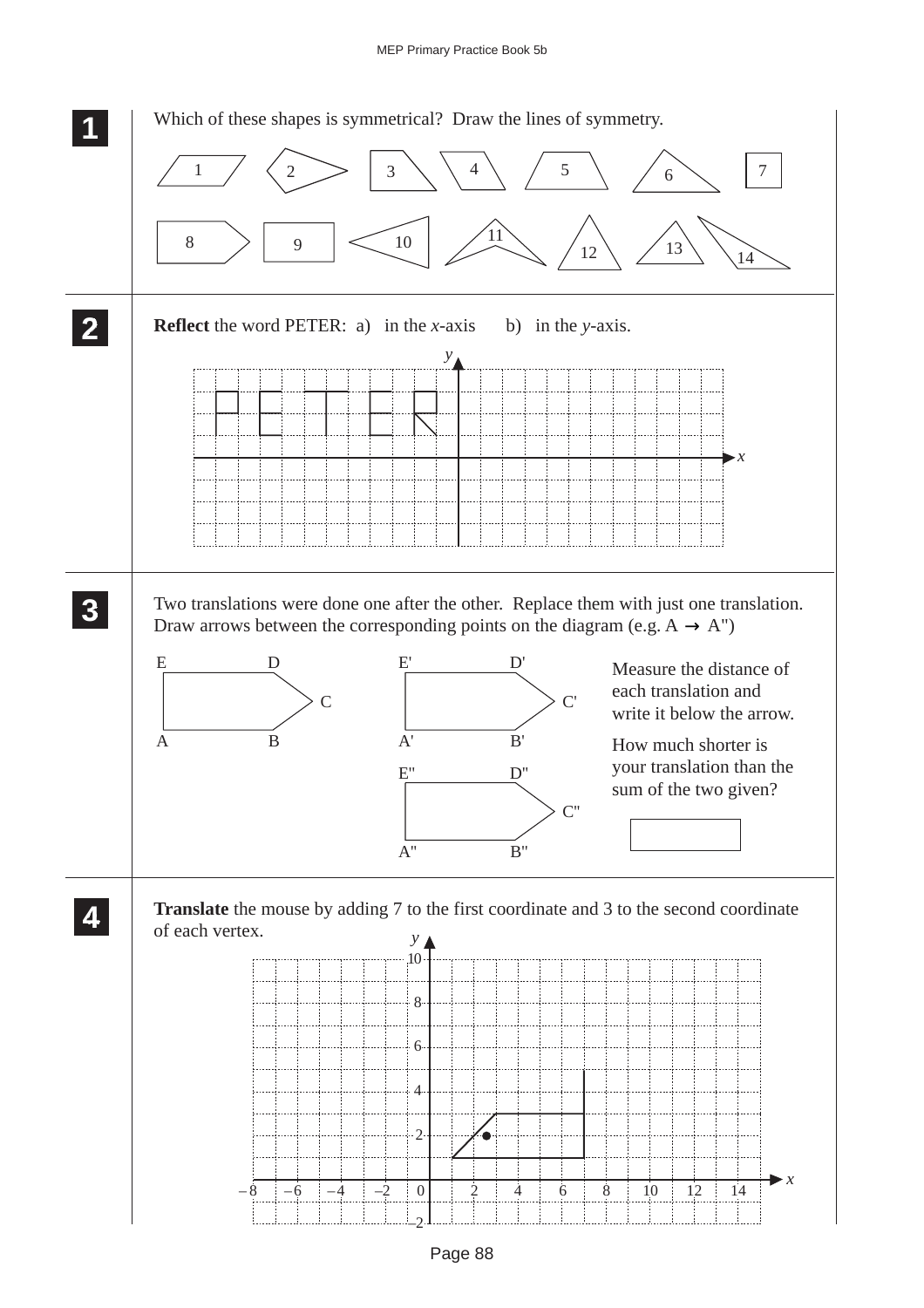**1** Which of these shapes is symmetrical? Draw the lines of symmetry.

1 2 3 4 5 6 7

8 9 10 11 12 13 14

**2** **Reflect** the word PETER: a) in the $x$-axis b) in the $y$-axis.

**3** Two translations were done one after the other. Replace them with just one translation. Draw arrows between the corresponding points on the diagram (e.g. A → A'')

E D C A B

E' D' C' A' B'

E'' D'' C'' A'' B''

Measure the distance of each translation and write it below the arrow.

How much shorter is your translation than the sum of the two given?

**4** **Translate** the mouse by adding 7 to the first coordinate and 3 to the second coordinate of each vertex.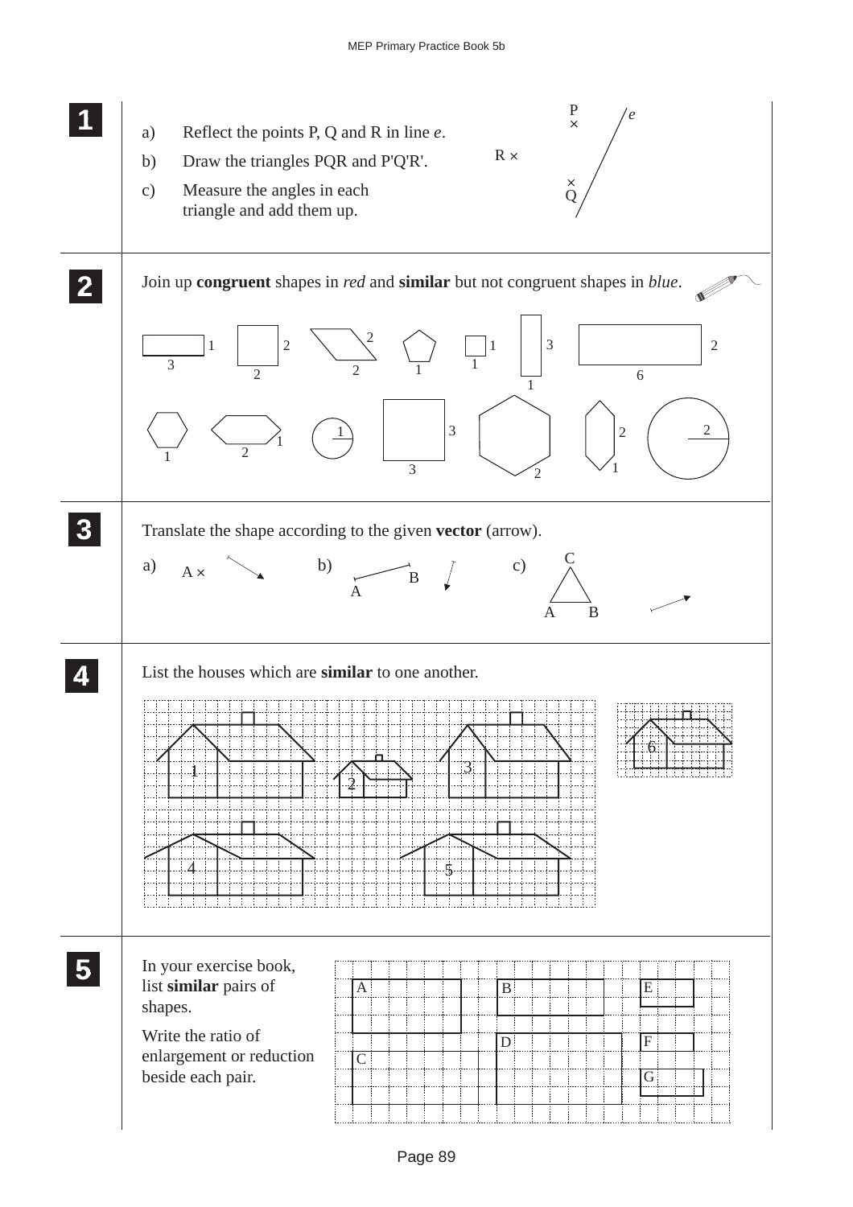**1**

a) Reflect the points P, Q and R in line *e*.

b) Draw the triangles PQR and P'Q'R'.

c) Measure the angles in each triangle and add them up.

**2**

Join up **congruent** shapes in *red* and **similar** but not congruent shapes in *blue*.

**3**

Translate the shape according to the given **vector** (arrow).

a) A ×

b) A B

c) A B C

**4**

List the houses which are **similar** to one another.

**5**

In your exercise book, list **similar** pairs of shapes.

Write the ratio of enlargement or reduction beside each pair.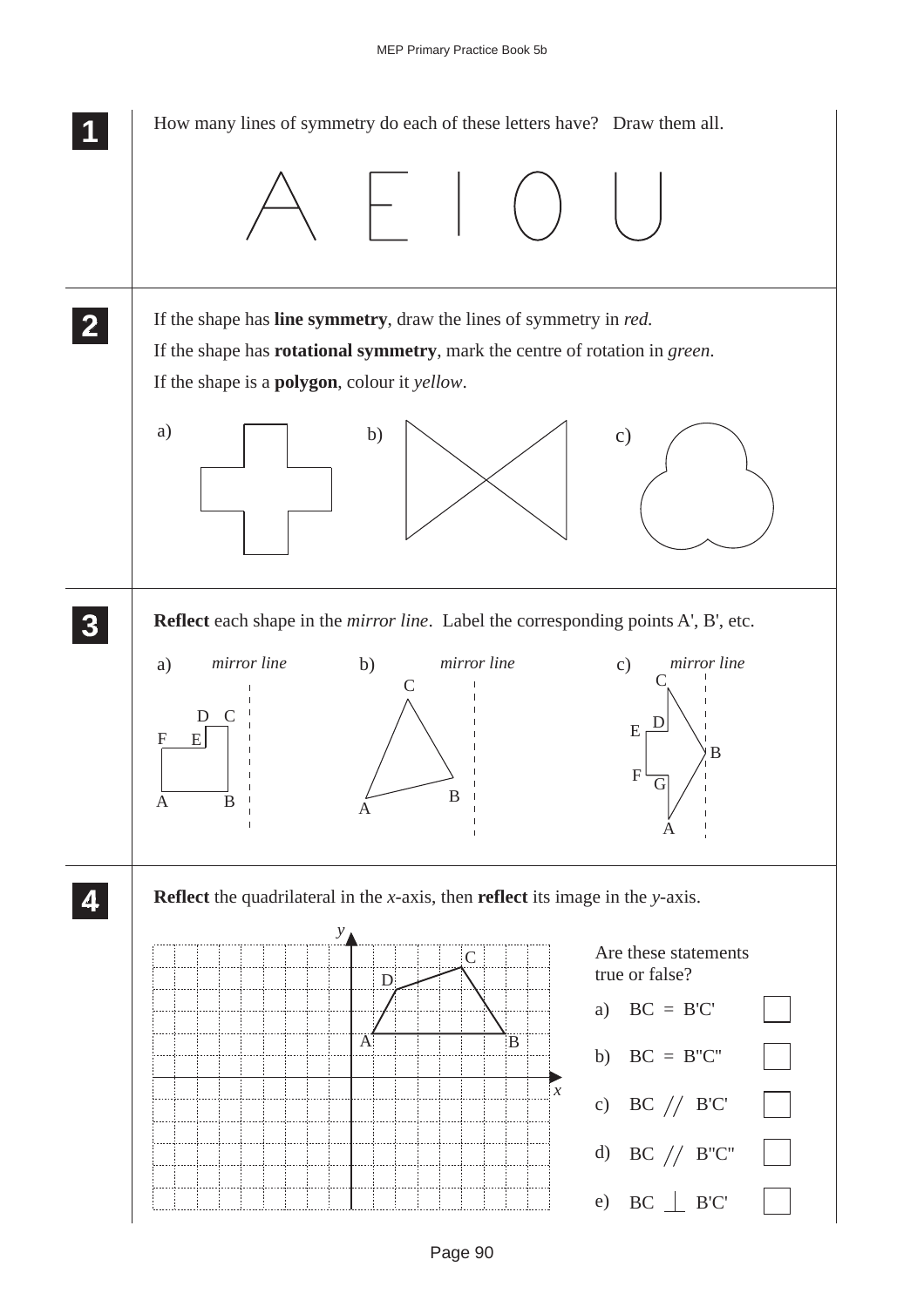**1** How many lines of symmetry do each of these letters have? Draw them all.

A E I O U

**2** If the shape has **line symmetry**, draw the lines of symmetry in *red.*

If the shape has **rotational symmetry**, mark the centre of rotation in *green.*

If the shape is a **polygon**, colour it *yellow*.

a) b) c)

**3** **Reflect** each shape in the *mirror line*. Label the corresponding points A', B', etc.

a) *mirror line* b) *mirror line* c) *mirror line*

**4** **Reflect** the quadrilateral in the $x$-axis, then **reflect** its image in the $y$-axis.

Are these statements true or false?

a) BC = B'C' ☐

b) BC = B"C" ☐

c) BC // B'C' ☐

d) BC // B"C" ☐

e) BC ⊥ B'C' ☐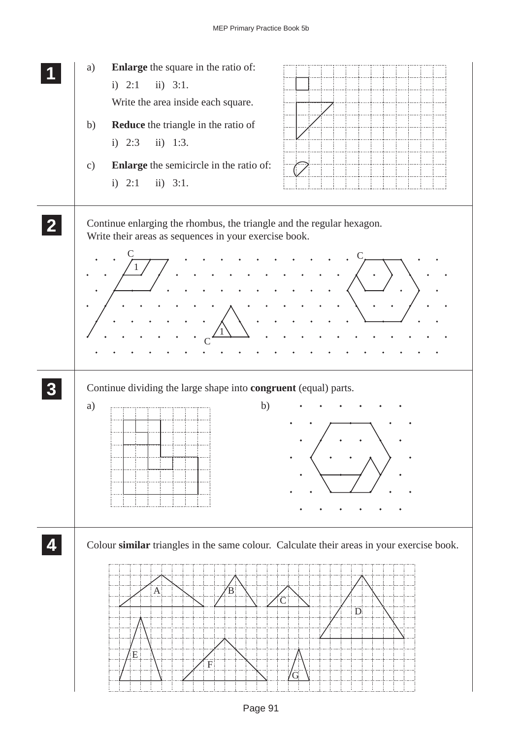**1**

a) **Enlarge** the square in the ratio of:

i) 2:1   ii) 3:1.

Write the area inside each square.

b) **Reduce** the triangle in the ratio of

i) 2:3   ii) 1:3.

c) **Enlarge** the semicircle in the ratio of:

i) 2:1   ii) 3:1.

**2**

Continue enlarging the rhombus, the triangle and the regular hexagon.
Write their areas as sequences in your exercise book.

**3**

Continue dividing the large shape into **congruent** (equal) parts.

a)

b)

**4**

Colour **similar** triangles in the same colour. Calculate their areas in your exercise book.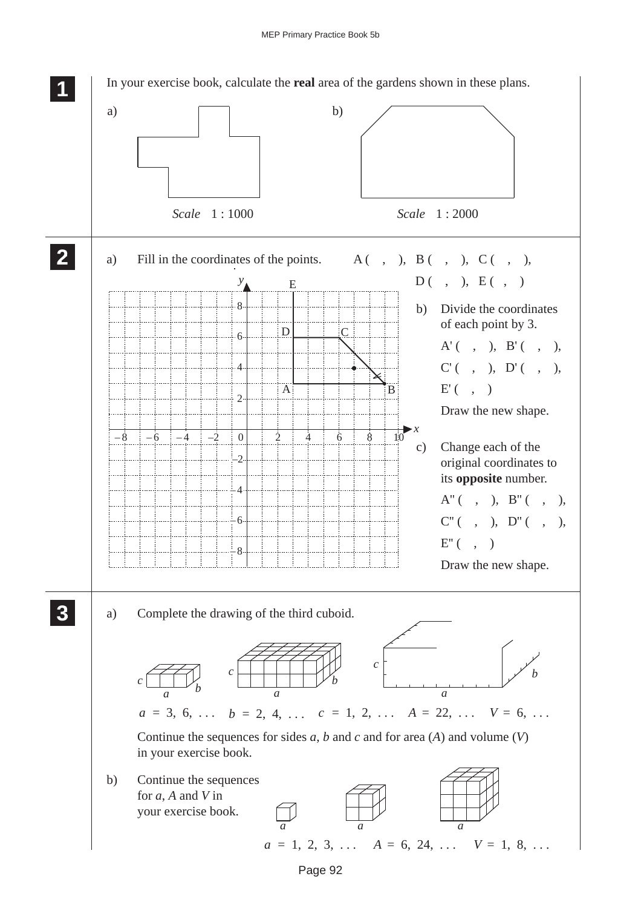**1**

In your exercise book, calculate the **real** area of the gardens shown in these plans.

a) *Scale* 1 : 1000

b) *Scale* 1 : 2000

**2**

a) Fill in the coordinates of the points. A ( , ), B ( , ), C ( , ), D ( , ), E ( , )

b) Divide the coordinates of each point by 3.

A' ( , ), B' ( , ), C' ( , ), D' ( , ), E' ( , )

Draw the new shape.

c) Change each of the original coordinates to its **opposite** number.

A" ( , ), B" ( , ), C" ( , ), D" ( , ), E" ( , )

Draw the new shape.

**3**

a) Complete the drawing of the third cuboid.

$a = 3, 6, \ldots$ $b = 2, 4, \ldots$ $c = 1, 2, \ldots$ $A = 22, \ldots$ $V = 6, \ldots$

Continue the sequences for sides $a$, $b$ and $c$ and for area ($A$) and volume ($V$) in your exercise book.

b) Continue the sequences for $a$, $A$ and $V$ in your exercise book.

$a = 1, 2, 3, \ldots$ $A = 6, 24, \ldots$ $V = 1, 8, \ldots$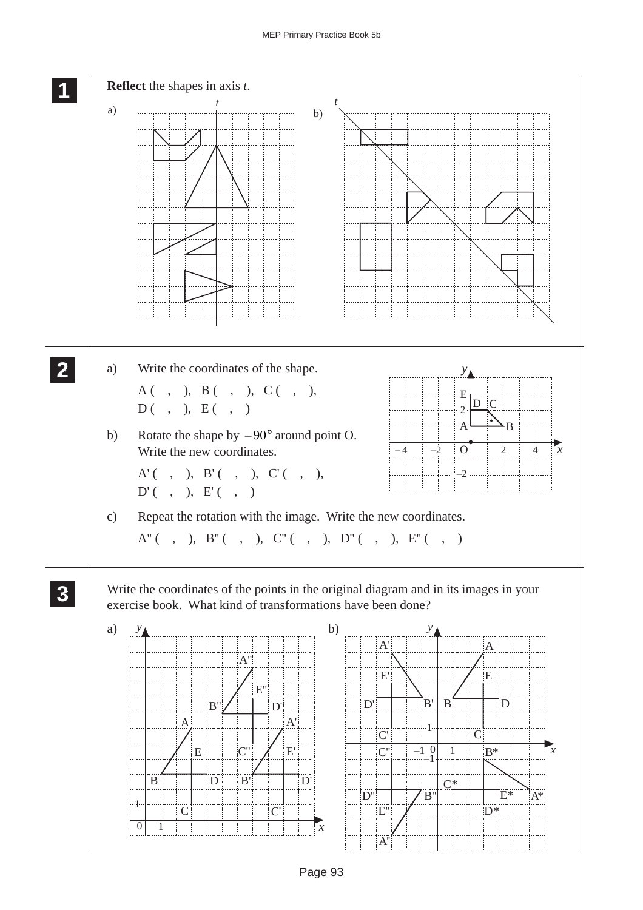**1** **Reflect** the shapes in axis *t*.

a)

b)

**2**

a) Write the coordinates of the shape.

A ( , ), B ( , ), C ( , ),
D ( , ), E ( , )

b) Rotate the shape by $-90°$ around point O. Write the new coordinates.

A' ( , ), B' ( , ), C' ( , ),
D' ( , ), E' ( , )

c) Repeat the rotation with the image. Write the new coordinates.

A'' ( , ), B'' ( , ), C'' ( , ), D'' ( , ), E'' ( , )

**3** Write the coordinates of the points in the original diagram and in its images in your exercise book. What kind of transformations have been done?

a)

b)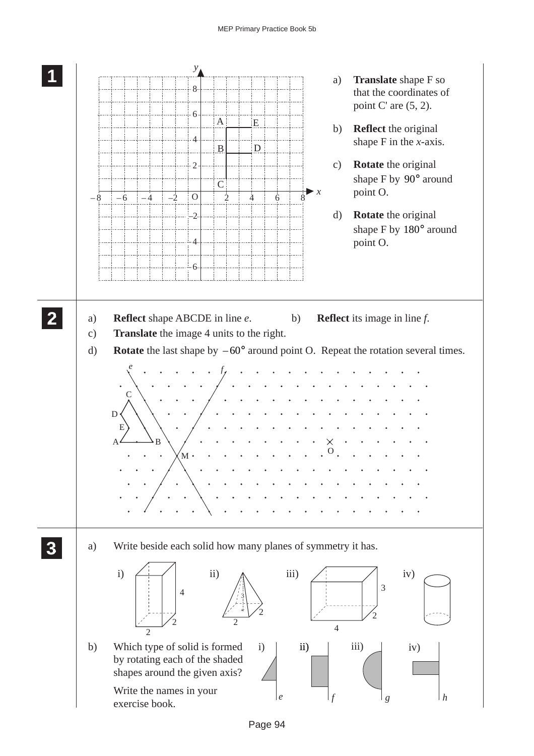**1**

a) **Translate** shape F so that the coordinates of point C' are (5, 2).

b) **Reflect** the original shape F in the *x*-axis.

c) **Rotate** the original shape F by $90°$ around point O.

d) **Rotate** the original shape F by $180°$ around point O.

**2**

a) **Reflect** shape ABCDE in line *e*.

b) **Reflect** its image in line *f*.

c) **Translate** the image 4 units to the right.

d) **Rotate** the last shape by $-60°$ around point O. Repeat the rotation several times.

**3**

a) Write beside each solid how many planes of symmetry it has.

i) ii) iii) iv)

b) Which type of solid is formed by rotating each of the shaded shapes around the given axis?

Write the names in your exercise book.

i) ii) iii) iv)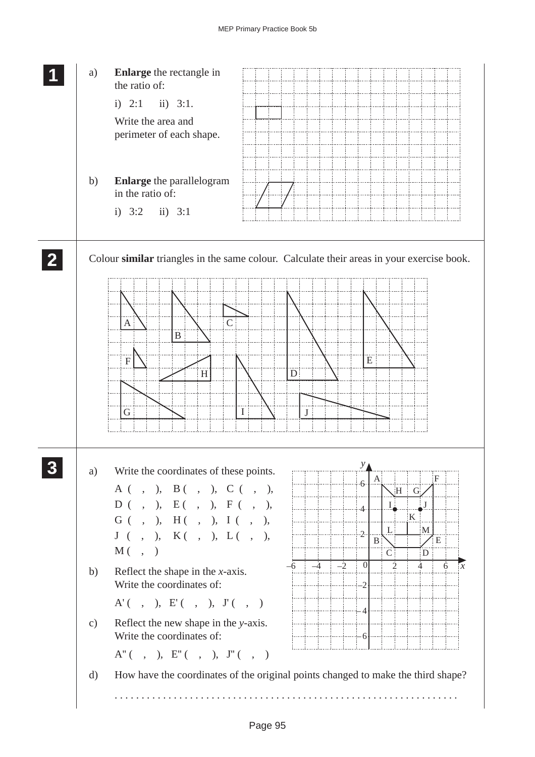**1**

a) **Enlarge** the rectangle in the ratio of:

i) 2:1 ii) 3:1.

Write the area and perimeter of each shape.

b) **Enlarge** the parallelogram in the ratio of:

i) 3:2 ii) 3:1

**2**

Colour **similar** triangles in the same colour. Calculate their areas in your exercise book.

**3**

a) Write the coordinates of these points.

A ( , ), B ( , ), C ( , ),
D ( , ), E ( , ), F ( , ),
G ( , ), H ( , ), I ( , ),
J ( , ), K ( , ), L ( , ),
M ( , )

b) Reflect the shape in the $x$-axis.
Write the coordinates of:

A' ( , ), E' ( , ), J' ( , )

c) Reflect the new shape in the $y$-axis.
Write the coordinates of:

A" ( , ), E" ( , ), J" ( , )

d) How have the coordinates of the original points changed to make the third shape?

. . . . . . . . . . . . . . . . . . . . . . . . . . . . . . . . . . . . . . . . . . . . . . . . . . . . . . . . . . . . . .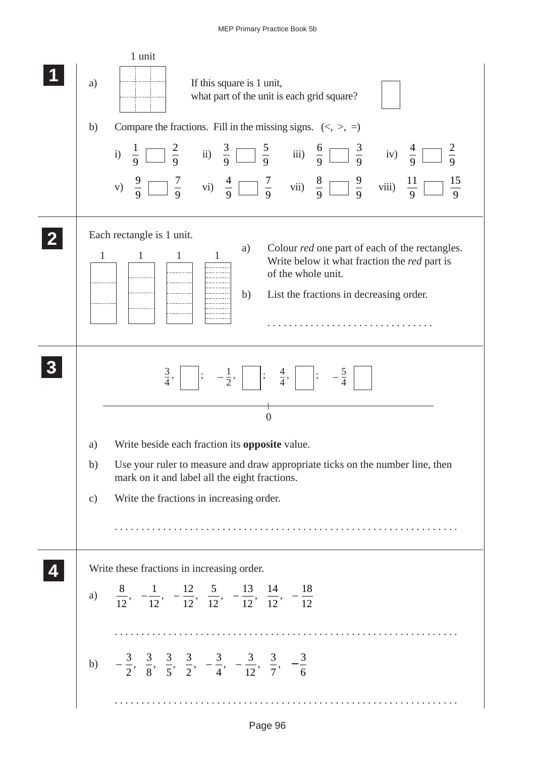**1**

1 unit

a) If this square is 1 unit, what part of the unit is each grid square? ☐

b) Compare the fractions. Fill in the missing signs. (<, >, =)

i) $\frac{1}{9}$ ☐ $\frac{2}{9}$   ii) $\frac{3}{9}$ ☐ $\frac{5}{9}$   iii) $\frac{6}{9}$ ☐ $\frac{3}{9}$   iv) $\frac{4}{9}$ ☐ $\frac{2}{9}$

v) $\frac{9}{9}$ ☐ $\frac{7}{9}$   vi) $\frac{4}{9}$ ☐ $\frac{7}{9}$   vii) $\frac{8}{9}$ ☐ $\frac{9}{9}$   viii) $\frac{11}{9}$ ☐ $\frac{15}{9}$

**2**

Each rectangle is 1 unit.

1   1   1   1

a) Colour *red* one part of each of the rectangles. Write below it what fraction the *red* part is of the whole unit.

b) List the fractions in decreasing order.

. . . . . . . . . . . . . . . . . . . . . . . . . . . . . .

**3**

$\frac{3}{4}$, ☐;   $-\frac{1}{2}$, ☐;   $\frac{4}{4}$, ☐;   $-\frac{5}{4}$ ☐

0

a) Write beside each fraction its **opposite** value.

b) Use your ruler to measure and draw appropriate ticks on the number line, then mark on it and label all the eight fractions.

c) Write the fractions in increasing order.

. . . . . . . . . . . . . . . . . . . . . . . . . . . . . . . . . . . . . . . . . . . . . . . . . . . . . . . . . . . . .

**4**

Write these fractions in increasing order.

a) $\frac{8}{12}$, $-\frac{1}{12}$, $-\frac{12}{12}$, $\frac{5}{12}$, $-\frac{13}{12}$, $\frac{14}{12}$, $-\frac{18}{12}$

. . . . . . . . . . . . . . . . . . . . . . . . . . . . . . . . . . . . . . . . . . . . . . . . . . . . . . . . . . . . .

b) $-\frac{3}{2}$, $\frac{3}{8}$, $\frac{3}{5}$, $\frac{3}{2}$, $-\frac{3}{4}$, $-\frac{3}{12}$, $\frac{3}{7}$, $-\frac{3}{6}$

. . . . . . . . . . . . . . . . . . . . . . . . . . . . . . . . . . . . . . . . . . . . . . . . . . . . . . . . . . . . .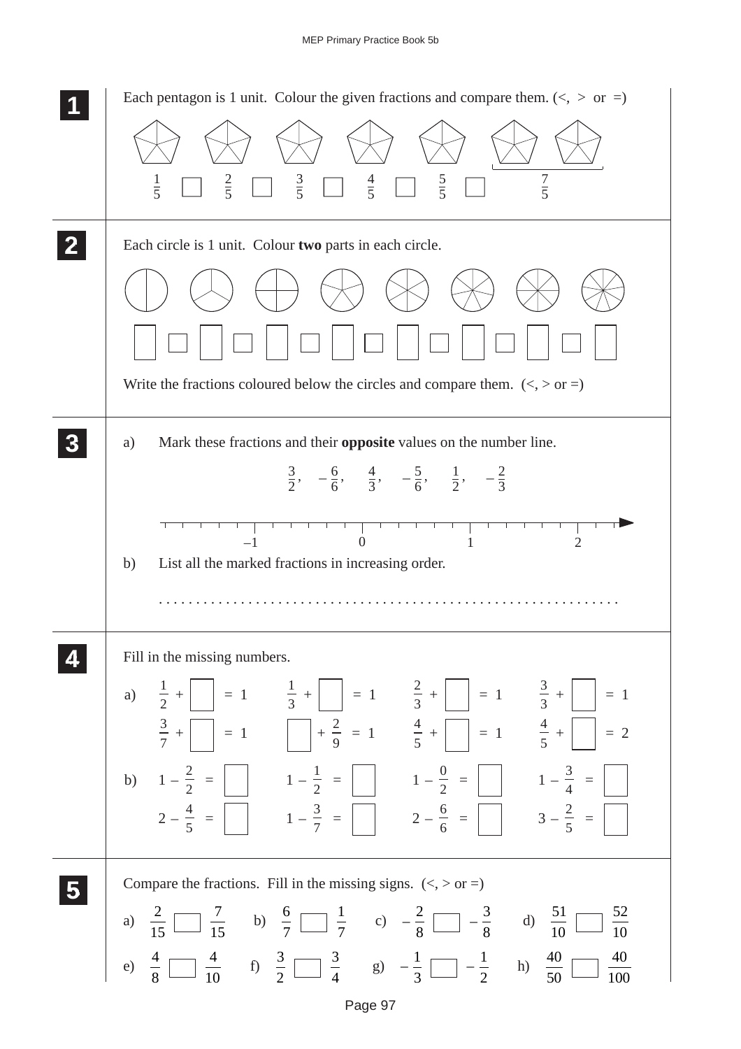**1** Each pentagon is 1 unit. Colour the given fractions and compare them. (<, > or =)

$\frac{1}{5}$ ☐ $\frac{2}{5}$ ☐ $\frac{3}{5}$ ☐ $\frac{4}{5}$ ☐ $\frac{5}{5}$ ☐ $\frac{7}{5}$

**2** Each circle is 1 unit. Colour **two** parts in each circle.

☐ ☐ ☐ ☐ ☐ ☐ ☐ ☐ ☐ ☐ ☐ ☐ ☐ ☐ ☐

Write the fractions coloured below the circles and compare them. (<, > or =)

**3**

a) Mark these fractions and their **opposite** values on the number line.

$\frac{3}{2}$, $-\frac{6}{6}$, $\frac{4}{3}$, $-\frac{5}{6}$, $\frac{1}{2}$, $-\frac{2}{3}$

–1 0 1 2

b) List all the marked fractions in increasing order.

. . . . . . . . . . . . . . . . . . . . . . . . . . . . . . . . . . . . . . . . . . . . . . . . . . . . . . . . . . . . .

**4** Fill in the missing numbers.

a) $\frac{1}{2} + \square = 1$ $\frac{1}{3} + \square = 1$ $\frac{2}{3} + \square = 1$ $\frac{3}{3} + \square = 1$

$\frac{3}{7} + \square = 1$ $\square + \frac{2}{9} = 1$ $\frac{4}{5} + \square = 1$ $\frac{4}{5} + \square = 2$

b) $1 - \frac{2}{2} = \square$ $1 - \frac{1}{2} = \square$ $1 - \frac{0}{2} = \square$ $1 - \frac{3}{4} = \square$

$2 - \frac{4}{5} = \square$ $1 - \frac{3}{7} = \square$ $2 - \frac{6}{6} = \square$ $3 - \frac{2}{5} = \square$

**5** Compare the fractions. Fill in the missing signs. (<, > or =)

a) $\frac{2}{15} \square \frac{7}{15}$ b) $\frac{6}{7} \square \frac{1}{7}$ c) $-\frac{2}{8} \square -\frac{3}{8}$ d) $\frac{51}{10} \square \frac{52}{10}$

e) $\frac{4}{8} \square \frac{4}{10}$ f) $\frac{3}{2} \square \frac{3}{4}$ g) $-\frac{1}{3} \square -\frac{1}{2}$ h) $\frac{40}{50} \square \frac{40}{100}$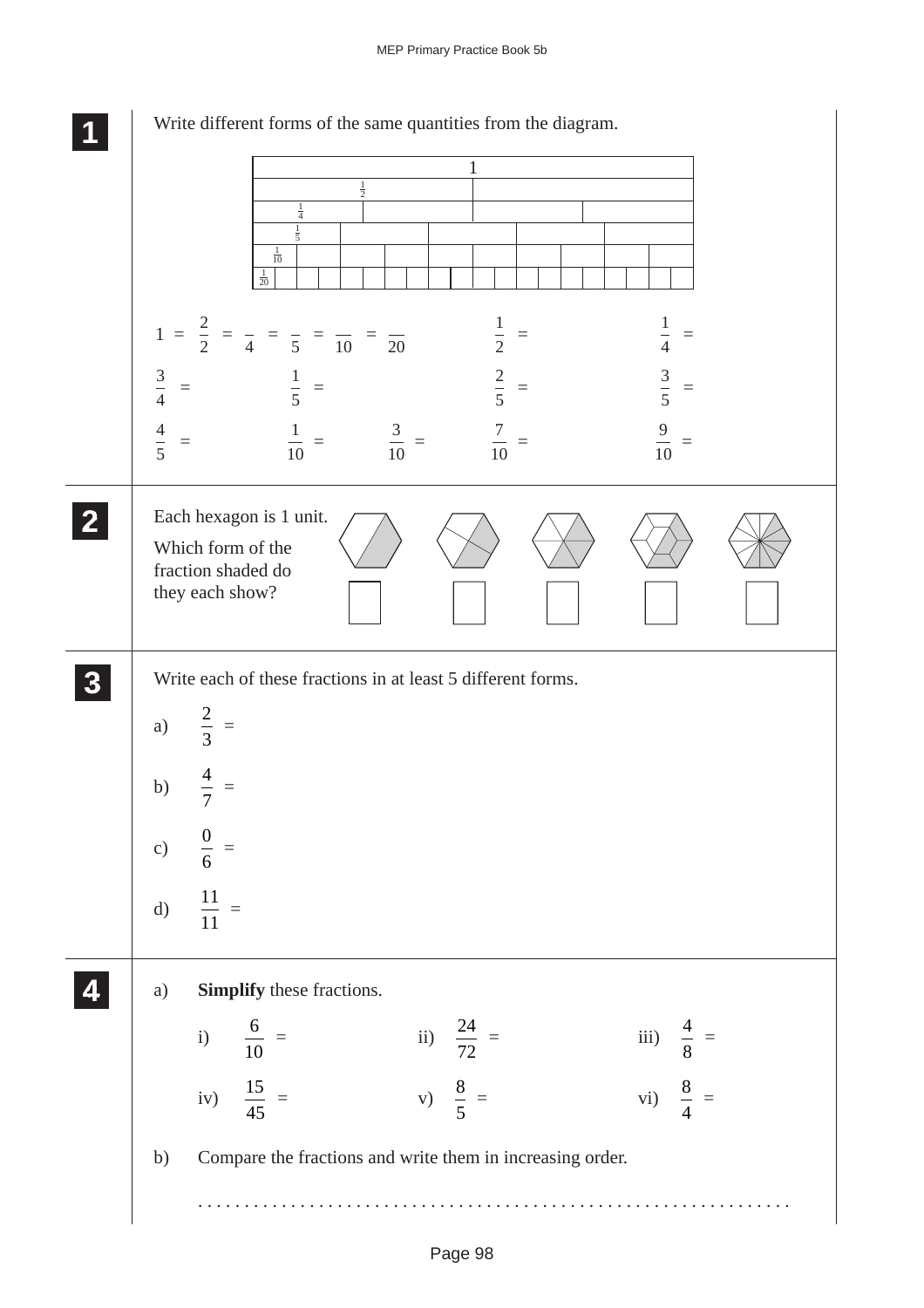**1**

Write different forms of the same quantities from the diagram.

| 1 | | | | | | | | | | | | | | | | | | | |
|---|---|---|---|---|---|---|---|---|---|---|---|---|---|---|---|---|---|---|---|
| $\frac{1}{2}$ | | | | | | | | | | | | | | | | | | | |
| $\frac{1}{4}$ | | | | | | | | | | | | | | | | | | | |
| $\frac{1}{5}$ | | | | | | | | | | | | | | | | | | | |
| $\frac{1}{10}$ | | | | | | | | | | | | | | | | | | | |
| $\frac{1}{20}$ | | | | | | | | | | | | | | | | | | | |

$1 = \frac{2}{2} = \frac{\phantom{0}}{4} = \frac{\phantom{0}}{5} = \frac{\phantom{0}}{10} = \frac{\phantom{0}}{20}$ $\qquad \frac{1}{2} =$ $\qquad \frac{1}{4} =$

$\frac{3}{4} =$ $\qquad \frac{1}{5} =$ $\qquad \frac{2}{5} =$ $\qquad \frac{3}{5} =$

$\frac{4}{5} =$ $\qquad \frac{1}{10} =$ $\qquad \frac{3}{10} =$ $\qquad \frac{7}{10} =$ $\qquad \frac{9}{10} =$

**2**

Each hexagon is 1 unit.

Which form of the fraction shaded do they each show?

**3**

Write each of these fractions in at least 5 different forms.

a) $\frac{2}{3} =$

b) $\frac{4}{7} =$

c) $\frac{0}{6} =$

d) $\frac{11}{11} =$

**4**

a) **Simplify** these fractions.

i) $\frac{6}{10} =$ $\qquad$ ii) $\frac{24}{72} =$ $\qquad$ iii) $\frac{4}{8} =$

iv) $\frac{15}{45} =$ $\qquad$ v) $\frac{8}{5} =$ $\qquad$ vi) $\frac{8}{4} =$

b) Compare the fractions and write them in increasing order.

. . . . . . . . . . . . . . . . . . . . . . . . . . . . . . . . . . . . . . . . . . . . . . . . . . . . . . . . . . . . . . . .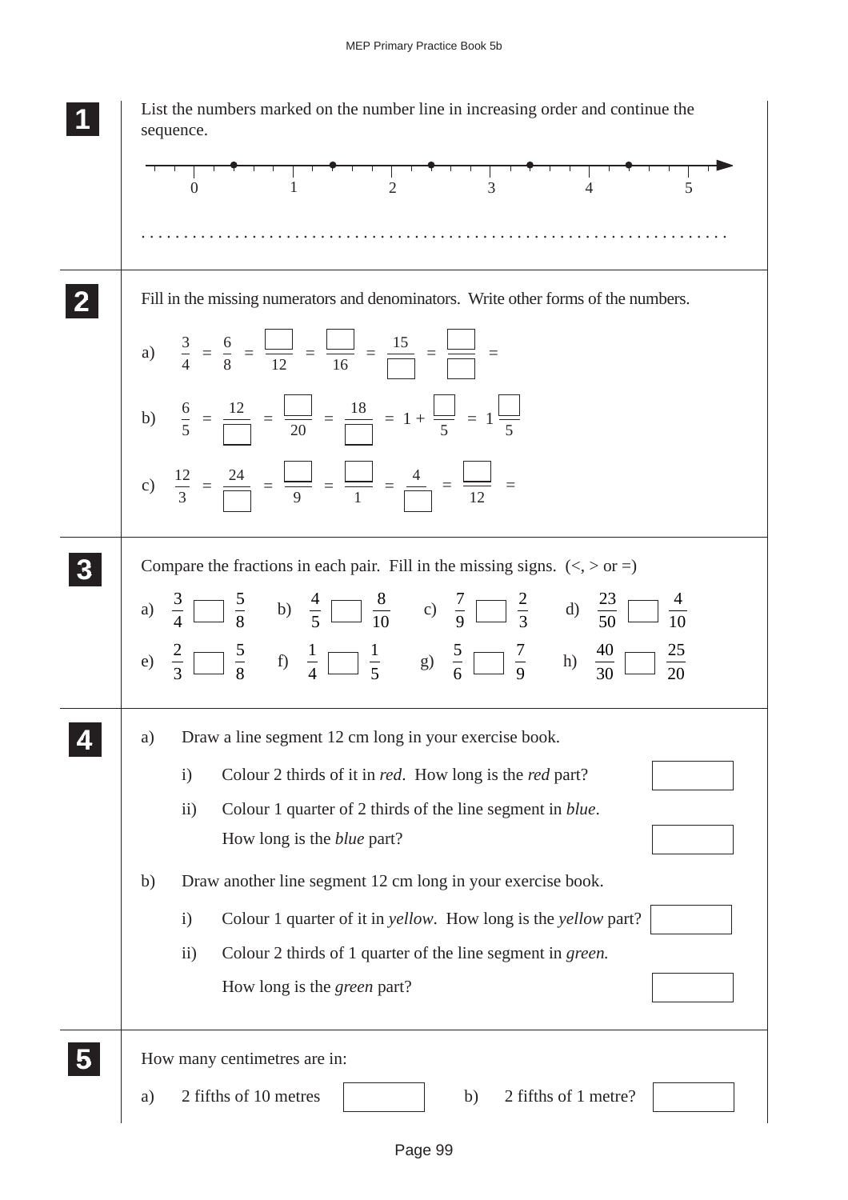**1** List the numbers marked on the number line in increasing order and continue the sequence.

0 1 2 3 4 5

. . . . . . . . . . . . . . . . . . . . . . . . . . . . . . . . . . . . . . . . . . . . . . . . . . . . . . . . . . . . . . . . . .

**2** Fill in the missing numerators and denominators. Write other forms of the numbers.

a) $\dfrac{3}{4} = \dfrac{6}{8} = \dfrac{\square}{12} = \dfrac{\square}{16} = \dfrac{15}{\square} = \dfrac{\square}{\square} =$

b) $\dfrac{6}{5} = \dfrac{12}{\square} = \dfrac{\square}{20} = \dfrac{18}{\square} = 1 + \dfrac{\square}{5} = 1\dfrac{\square}{5}$

c) $\dfrac{12}{3} = \dfrac{24}{\square} = \dfrac{\square}{9} = \dfrac{\square}{1} = \dfrac{4}{\square} = \dfrac{\square}{12} =$

**3** Compare the fractions in each pair. Fill in the missing signs. (<, > or =)

a) $\dfrac{3}{4} \square \dfrac{5}{8}$  b) $\dfrac{4}{5} \square \dfrac{8}{10}$  c) $\dfrac{7}{9} \square \dfrac{2}{3}$  d) $\dfrac{23}{50} \square \dfrac{4}{10}$

e) $\dfrac{2}{3} \square \dfrac{5}{8}$  f) $\dfrac{1}{4} \square \dfrac{1}{5}$  g) $\dfrac{5}{6} \square \dfrac{7}{9}$  h) $\dfrac{40}{30} \square \dfrac{25}{20}$

**4**

a) Draw a line segment 12 cm long in your exercise book.

i) Colour 2 thirds of it in *red*. How long is the *red* part? [ ]

ii) Colour 1 quarter of 2 thirds of the line segment in *blue*. How long is the *blue* part? [ ]

b) Draw another line segment 12 cm long in your exercise book.

i) Colour 1 quarter of it in *yellow*. How long is the *yellow* part? [ ]

ii) Colour 2 thirds of 1 quarter of the line segment in *green.* How long is the *green* part? [ ]

**5** How many centimetres are in:

a) 2 fifths of 10 metres [ ]  b) 2 fifths of 1 metre? [ ]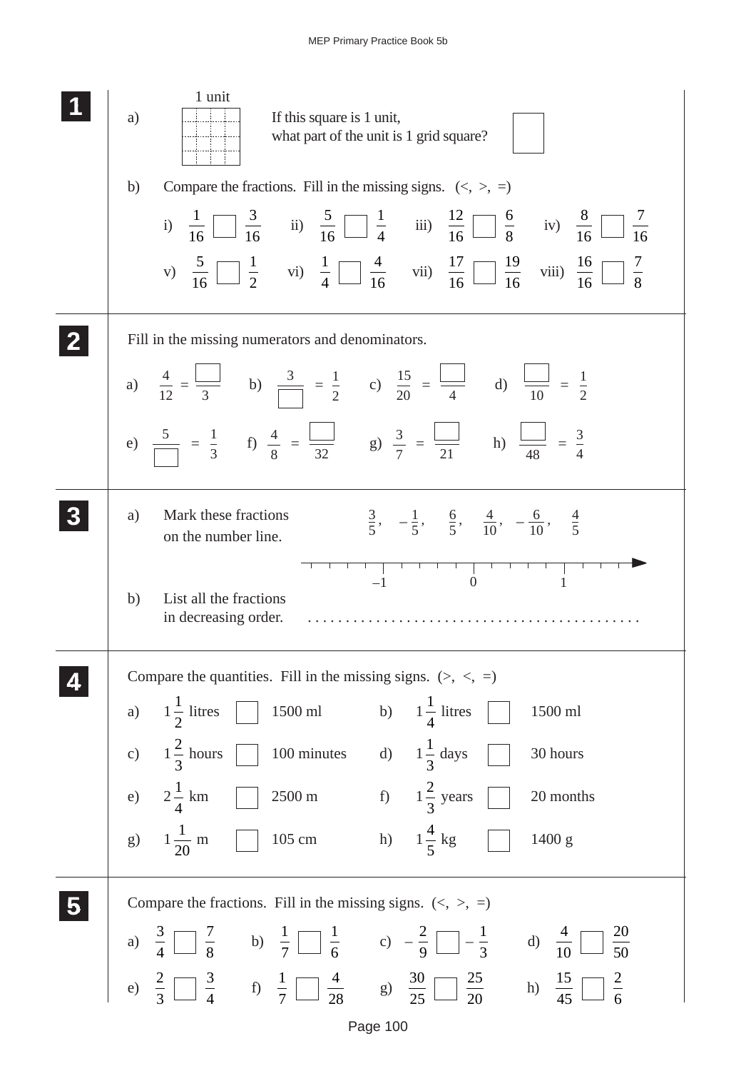## 1

a) 1 unit

If this square is 1 unit, what part of the unit is 1 grid square? ☐

b) Compare the fractions. Fill in the missing signs. (<, >, =)

i) $\frac{1}{16}$ ☐ $\frac{3}{16}$ ii) $\frac{5}{16}$ ☐ $\frac{1}{4}$ iii) $\frac{12}{16}$ ☐ $\frac{6}{8}$ iv) $\frac{8}{16}$ ☐ $\frac{7}{16}$

v) $\frac{5}{16}$ ☐ $\frac{1}{2}$ vi) $\frac{1}{4}$ ☐ $\frac{4}{16}$ vii) $\frac{17}{16}$ ☐ $\frac{19}{16}$ viii) $\frac{16}{16}$ ☐ $\frac{7}{8}$

## 2

Fill in the missing numerators and denominators.

a) $\frac{4}{12} = \frac{\square}{3}$ b) $\frac{3}{\square} = \frac{1}{2}$ c) $\frac{15}{20} = \frac{\square}{4}$ d) $\frac{\square}{10} = \frac{1}{2}$

e) $\frac{5}{\square} = \frac{1}{3}$ f) $\frac{4}{8} = \frac{\square}{32}$ g) $\frac{3}{7} = \frac{\square}{21}$ h) $\frac{\square}{48} = \frac{3}{4}$

## 3

a) Mark these fractions on the number line. $\frac{3}{5}$, $-\frac{1}{5}$, $\frac{6}{5}$, $\frac{4}{10}$, $-\frac{6}{10}$, $\frac{4}{5}$

(Number line marked –1, 0, 1)

b) List all the fractions in decreasing order. ..........................................

## 4

Compare the quantities. Fill in the missing signs. (>, <, =)

a) $1\frac{1}{2}$ litres ☐ 1500 ml b) $1\frac{1}{4}$ litres ☐ 1500 ml

c) $1\frac{2}{3}$ hours ☐ 100 minutes d) $1\frac{1}{3}$ days ☐ 30 hours

e) $2\frac{1}{4}$ km ☐ 2500 m f) $1\frac{2}{3}$ years ☐ 20 months

g) $1\frac{1}{20}$ m ☐ 105 cm h) $1\frac{4}{5}$ kg ☐ 1400 g

## 5

Compare the fractions. Fill in the missing signs. (<, >, =)

a) $\frac{3}{4}$ ☐ $\frac{7}{8}$ b) $\frac{1}{7}$ ☐ $\frac{1}{6}$ c) $-\frac{2}{9}$ ☐ $-\frac{1}{3}$ d) $\frac{4}{10}$ ☐ $\frac{20}{50}$

e) $\frac{2}{3}$ ☐ $\frac{3}{4}$ f) $\frac{1}{7}$ ☐ $\frac{4}{28}$ g) $\frac{30}{25}$ ☐ $\frac{25}{20}$ h) $\frac{15}{45}$ ☐ $\frac{2}{6}$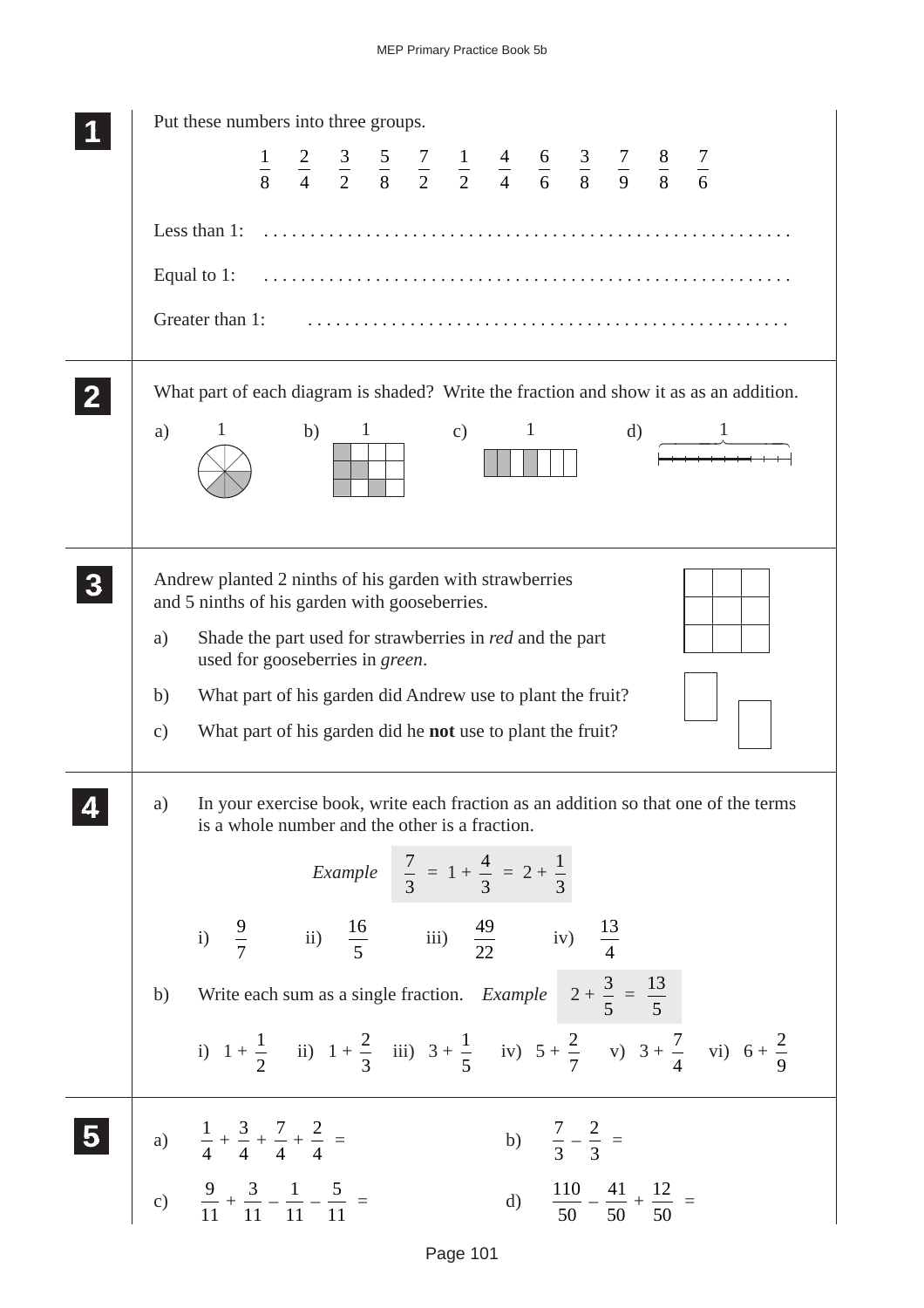**1**

Put these numbers into three groups.

$$\frac{1}{8} \quad \frac{2}{4} \quad \frac{3}{2} \quad \frac{5}{8} \quad \frac{7}{2} \quad \frac{1}{2} \quad \frac{4}{4} \quad \frac{6}{6} \quad \frac{3}{8} \quad \frac{7}{9} \quad \frac{8}{8} \quad \frac{7}{6}$$

Less than 1: ........................................................

Equal to 1: ........................................................

Greater than 1: ..................................................

**2**

What part of each diagram is shaded? Write the fraction and show it as as an addition.

a) 1 &nbsp;&nbsp;&nbsp; b) 1 &nbsp;&nbsp;&nbsp; c) 1 &nbsp;&nbsp;&nbsp; d) 1

**3**

Andrew planted 2 ninths of his garden with strawberries and 5 ninths of his garden with gooseberries.

a) Shade the part used for strawberries in *red* and the part used for gooseberries in *green*.

b) What part of his garden did Andrew use to plant the fruit?

c) What part of his garden did he **not** use to plant the fruit?

**4**

a) In your exercise book, write each fraction as an addition so that one of the terms is a whole number and the other is a fraction.

*Example* $\frac{7}{3} = 1 + \frac{4}{3} = 2 + \frac{1}{3}$

i) $\frac{9}{7}$ &nbsp;&nbsp;&nbsp; ii) $\frac{16}{5}$ &nbsp;&nbsp;&nbsp; iii) $\frac{49}{22}$ &nbsp;&nbsp;&nbsp; iv) $\frac{13}{4}$

b) Write each sum as a single fraction. *Example* $2 + \frac{3}{5} = \frac{13}{5}$

i) $1 + \frac{1}{2}$ &nbsp;&nbsp; ii) $1 + \frac{2}{3}$ &nbsp;&nbsp; iii) $3 + \frac{1}{5}$ &nbsp;&nbsp; iv) $5 + \frac{2}{7}$ &nbsp;&nbsp; v) $3 + \frac{7}{4}$ &nbsp;&nbsp; vi) $6 + \frac{2}{9}$

**5**

a) $\frac{1}{4} + \frac{3}{4} + \frac{7}{4} + \frac{2}{4} =$

b) $\frac{7}{3} - \frac{2}{3} =$

c) $\frac{9}{11} + \frac{3}{11} - \frac{1}{11} - \frac{5}{11} =$

d) $\frac{110}{50} - \frac{41}{50} + \frac{12}{50} =$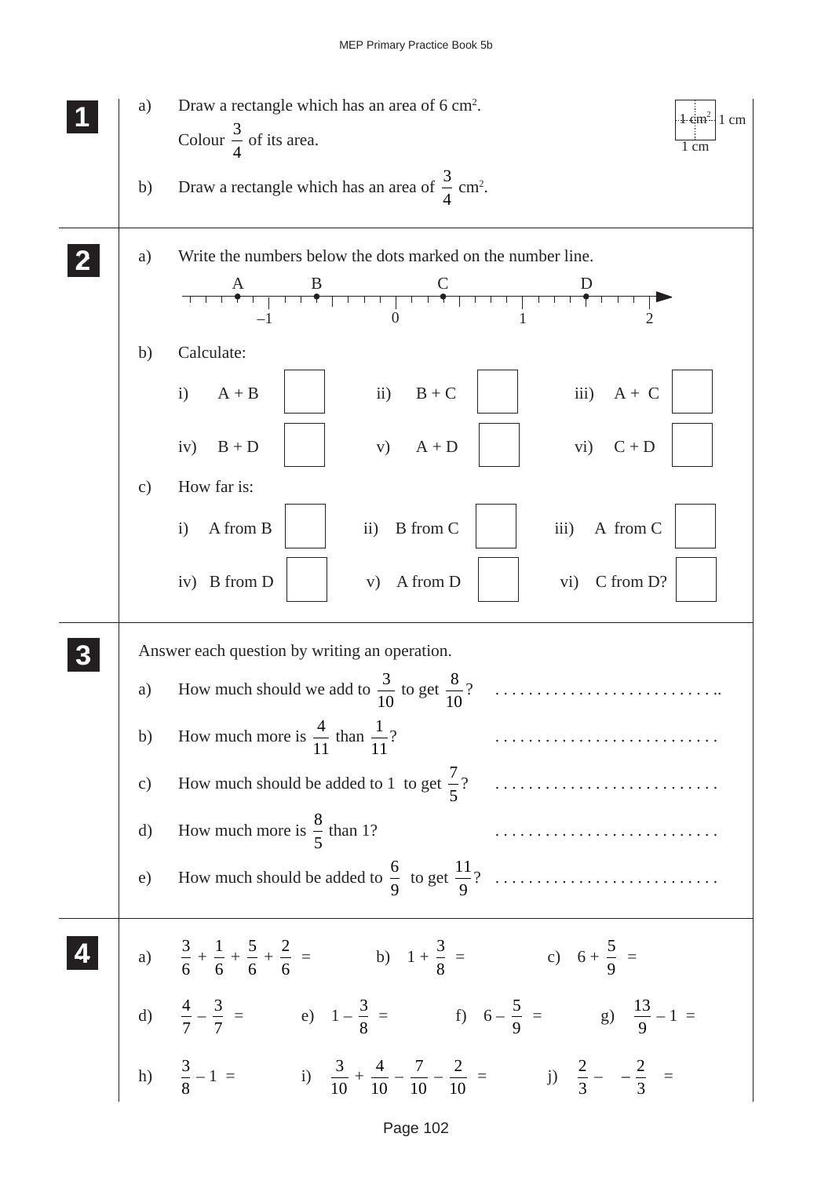**1**

a) Draw a rectangle which has an area of 6 cm². Colour $\frac{3}{4}$ of its area.

1 cm² 1 cm
1 cm

b) Draw a rectangle which has an area of $\frac{3}{4}$ cm².

**2**

a) Write the numbers below the dots marked on the number line.

A B C D

–1 0 1 2

b) Calculate:

i) A + B ☐ ii) B + C ☐ iii) A + C ☐

iv) B + D ☐ v) A + D ☐ vi) C + D ☐

c) How far is:

i) A from B ☐ ii) B from C ☐ iii) A from C ☐

iv) B from D ☐ v) A from D ☐ vi) C from D? ☐

**3**

Answer each question by writing an operation.

a) How much should we add to $\frac{3}{10}$ to get $\frac{8}{10}$? . . . . . . . . . . . . . . . . . . . . . . . . . . ..

b) How much more is $\frac{4}{11}$ than $\frac{1}{11}$? . . . . . . . . . . . . . . . . . . . . . . . . . .

c) How much should be added to 1 to get $\frac{7}{5}$? . . . . . . . . . . . . . . . . . . . . . . . . . .

d) How much more is $\frac{8}{5}$ than 1? . . . . . . . . . . . . . . . . . . . . . . . . . .

e) How much should be added to $\frac{6}{9}$ to get $\frac{11}{9}$? . . . . . . . . . . . . . . . . . . . . . . . . . .

**4**

a) $\frac{3}{6} + \frac{1}{6} + \frac{5}{6} + \frac{2}{6} =$ b) $1 + \frac{3}{8} =$ c) $6 + \frac{5}{9} =$

d) $\frac{4}{7} - \frac{3}{7} =$ e) $1 - \frac{3}{8} =$ f) $6 - \frac{5}{9} =$ g) $\frac{13}{9} - 1 =$

h) $\frac{3}{8} - 1 =$ i) $\frac{3}{10} + \frac{4}{10} - \frac{7}{10} - \frac{2}{10} =$ j) $\frac{2}{3} - \quad - \frac{2}{3} \quad =$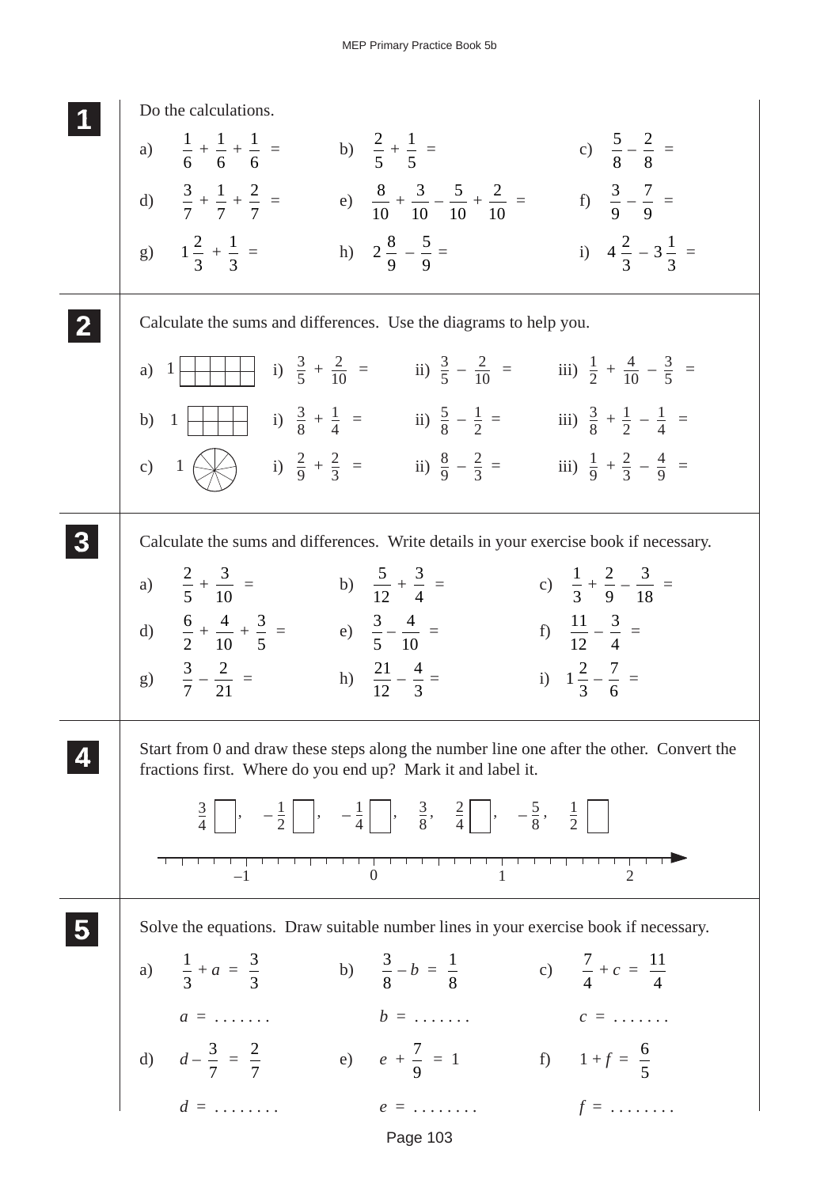## 1

Do the calculations.

a) $\frac{1}{6} + \frac{1}{6} + \frac{1}{6} =$

b) $\frac{2}{5} + \frac{1}{5} =$

c) $\frac{5}{8} - \frac{2}{8} =$

d) $\frac{3}{7} + \frac{1}{7} + \frac{2}{7} =$

e) $\frac{8}{10} + \frac{3}{10} - \frac{5}{10} + \frac{2}{10} =$

f) $\frac{3}{9} - \frac{7}{9} =$

g) $1\frac{2}{3} + \frac{1}{3} =$

h) $2\frac{8}{9} - \frac{5}{9} =$

i) $4\frac{2}{3} - 3\frac{1}{3} =$

## 2

Calculate the sums and differences. Use the diagrams to help you.

a) 1 [rectangle divided into 10 parts]

i) $\frac{3}{5} + \frac{2}{10} =$ ii) $\frac{3}{5} - \frac{2}{10} =$ iii) $\frac{1}{2} + \frac{4}{10} - \frac{3}{5} =$

b) 1 [rectangle divided into 8 parts]

i) $\frac{3}{8} + \frac{1}{4} =$ ii) $\frac{5}{8} - \frac{1}{2} =$ iii) $\frac{3}{8} + \frac{1}{2} - \frac{1}{4} =$

c) 1 [circle divided into 9 parts]

i) $\frac{2}{9} + \frac{2}{3} =$ ii) $\frac{8}{9} - \frac{2}{3} =$ iii) $\frac{1}{9} + \frac{2}{3} - \frac{4}{9} =$

## 3

Calculate the sums and differences. Write details in your exercise book if necessary.

a) $\frac{2}{5} + \frac{3}{10} =$

b) $\frac{5}{12} + \frac{3}{4} =$

c) $\frac{1}{3} + \frac{2}{9} - \frac{3}{18} =$

d) $\frac{6}{2} + \frac{4}{10} + \frac{3}{5} =$

e) $\frac{3}{5} - \frac{4}{10} =$

f) $\frac{11}{12} - \frac{3}{4} =$

g) $\frac{3}{7} - \frac{2}{21} =$

h) $\frac{21}{12} - \frac{4}{3} =$

i) $1\frac{2}{3} - \frac{7}{6} =$

## 4

Start from 0 and draw these steps along the number line one after the other. Convert the fractions first. Where do you end up? Mark it and label it.

$\frac{3}{4}$ ☐, $-\frac{1}{2}$ ☐, $-\frac{1}{4}$ ☐, $\frac{3}{8}$, $\frac{2}{4}$ ☐, $-\frac{5}{8}$, $\frac{1}{2}$ ☐

[Number line marked –1, 0, 1, 2]

## 5

Solve the equations. Draw suitable number lines in your exercise book if necessary.

a) $\frac{1}{3} + a = \frac{3}{3}$

$a =$ . . . . . . .

b) $\frac{3}{8} - b = \frac{1}{8}$

$b =$ . . . . . . .

c) $\frac{7}{4} + c = \frac{11}{4}$

$c =$ . . . . . . .

d) $d - \frac{3}{7} = \frac{2}{7}$

$d =$ . . . . . . . .

e) $e + \frac{7}{9} = 1$

$e =$ . . . . . . . .

f) $1 + f = \frac{6}{5}$

$f =$ . . . . . . . .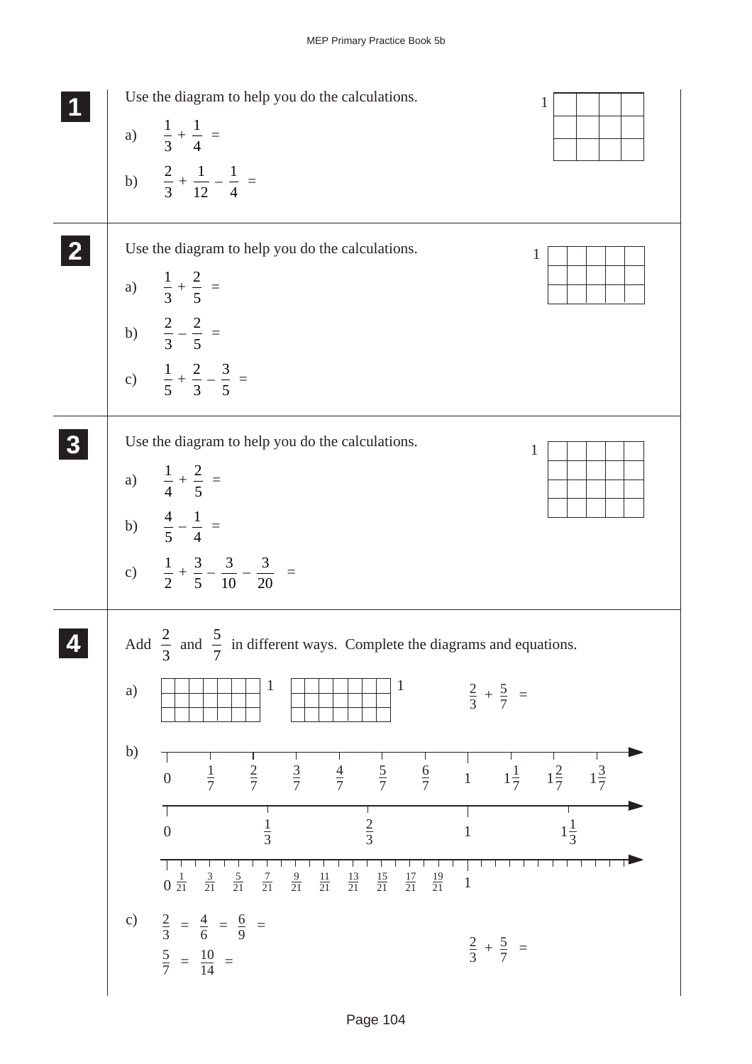**1** Use the diagram to help you do the calculations.

a) $\frac{1}{3} + \frac{1}{4} =$

b) $\frac{2}{3} + \frac{1}{12} - \frac{1}{4} =$

**2** Use the diagram to help you do the calculations.

a) $\frac{1}{3} + \frac{2}{5} =$

b) $\frac{2}{3} - \frac{2}{5} =$

c) $\frac{1}{5} + \frac{2}{3} - \frac{3}{5} =$

**3** Use the diagram to help you do the calculations.

a) $\frac{1}{4} + \frac{2}{5} =$

b) $\frac{4}{5} - \frac{1}{4} =$

c) $\frac{1}{2} + \frac{3}{5} - \frac{3}{10} - \frac{3}{20} =$

**4** Add $\frac{2}{3}$ and $\frac{5}{7}$ in different ways. Complete the diagrams and equations.

a) $\frac{2}{3} + \frac{5}{7} =$

b) 0, $\frac{1}{7}$, $\frac{2}{7}$, $\frac{3}{7}$, $\frac{4}{7}$, $\frac{5}{7}$, $\frac{6}{7}$, 1, $1\frac{1}{7}$, $1\frac{2}{7}$, $1\frac{3}{7}$

0, $\frac{1}{3}$, $\frac{2}{3}$, 1, $1\frac{1}{3}$

0, $\frac{1}{21}$, $\frac{3}{21}$, $\frac{5}{21}$, $\frac{7}{21}$, $\frac{9}{21}$, $\frac{11}{21}$, $\frac{13}{21}$, $\frac{15}{21}$, $\frac{17}{21}$, $\frac{19}{21}$, 1

c) $\frac{2}{3} = \frac{4}{6} = \frac{6}{9} =$

$\frac{5}{7} = \frac{10}{14} =$

$\frac{2}{3} + \frac{5}{7} =$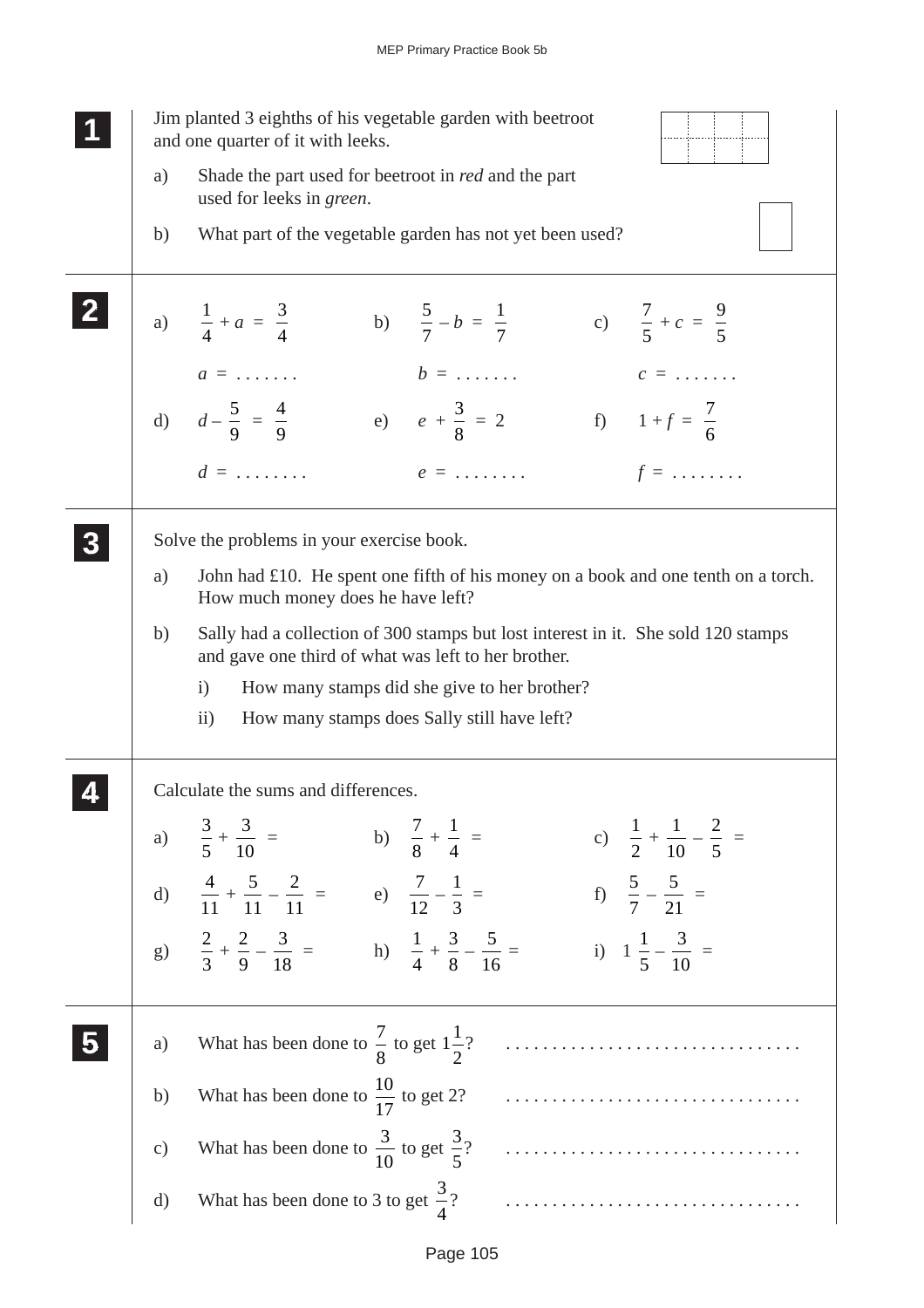## 1

Jim planted 3 eighths of his vegetable garden with beetroot and one quarter of it with leeks.

a) Shade the part used for beetroot in *red* and the part used for leeks in *green*.

b) What part of the vegetable garden has not yet been used?

## 2

a) $\frac{1}{4} + a = \frac{3}{4}$ &nbsp;&nbsp; $a = \ldots\ldots\ldots$

b) $\frac{5}{7} - b = \frac{1}{7}$ &nbsp;&nbsp; $b = \ldots\ldots\ldots$

c) $\frac{7}{5} + c = \frac{9}{5}$ &nbsp;&nbsp; $c = \ldots\ldots\ldots$

d) $d - \frac{5}{9} = \frac{4}{9}$ &nbsp;&nbsp; $d = \ldots\ldots\ldots$

e) $e + \frac{3}{8} = 2$ &nbsp;&nbsp; $e = \ldots\ldots\ldots$

f) $1 + f = \frac{7}{6}$ &nbsp;&nbsp; $f = \ldots\ldots\ldots$

## 3

Solve the problems in your exercise book.

a) John had £10. He spent one fifth of his money on a book and one tenth on a torch. How much money does he have left?

b) Sally had a collection of 300 stamps but lost interest in it. She sold 120 stamps and gave one third of what was left to her brother.

   i) How many stamps did she give to her brother?

   ii) How many stamps does Sally still have left?

## 4

Calculate the sums and differences.

a) $\frac{3}{5} + \frac{3}{10} =$

b) $\frac{7}{8} + \frac{1}{4} =$

c) $\frac{1}{2} + \frac{1}{10} - \frac{2}{5} =$

d) $\frac{4}{11} + \frac{5}{11} - \frac{2}{11} =$

e) $\frac{7}{12} - \frac{1}{3} =$

f) $\frac{5}{7} - \frac{5}{21} =$

g) $\frac{2}{3} + \frac{2}{9} - \frac{3}{18} =$

h) $\frac{1}{4} + \frac{3}{8} - \frac{5}{16} =$

i) $1\frac{1}{5} - \frac{3}{10} =$

## 5

a) What has been done to $\frac{7}{8}$ to get $1\frac{1}{2}$? ................................

b) What has been done to $\frac{10}{17}$ to get 2? ................................

c) What has been done to $\frac{3}{10}$ to get $\frac{3}{5}$? ................................

d) What has been done to 3 to get $\frac{3}{4}$? ................................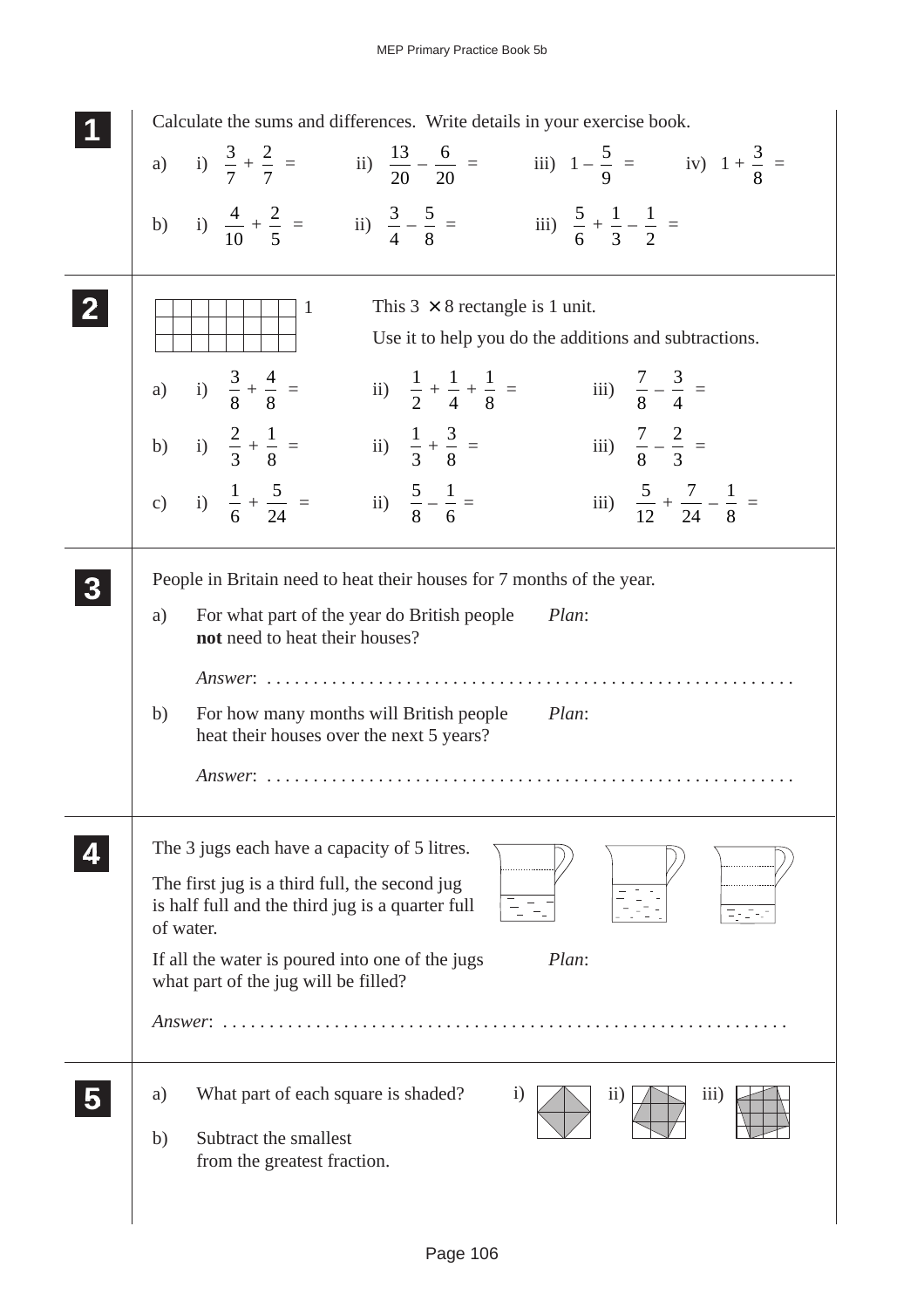**1**

Calculate the sums and differences. Write details in your exercise book.

a) i) $\frac{3}{7} + \frac{2}{7} =$ ii) $\frac{13}{20} - \frac{6}{20} =$ iii) $1 - \frac{5}{9} =$ iv) $1 + \frac{3}{8} =$

b) i) $\frac{4}{10} + \frac{2}{5} =$ ii) $\frac{3}{4} - \frac{5}{8} =$ iii) $\frac{5}{6} + \frac{1}{3} - \frac{1}{2} =$

**2**

This $3 \times 8$ rectangle is 1 unit.

Use it to help you do the additions and subtractions.

a) i) $\frac{3}{8} + \frac{4}{8} =$ ii) $\frac{1}{2} + \frac{1}{4} + \frac{1}{8} =$ iii) $\frac{7}{8} - \frac{3}{4} =$

b) i) $\frac{2}{3} + \frac{1}{8} =$ ii) $\frac{1}{3} + \frac{3}{8} =$ iii) $\frac{7}{8} - \frac{2}{3} =$

c) i) $\frac{1}{6} + \frac{5}{24} =$ ii) $\frac{5}{8} - \frac{1}{6} =$ iii) $\frac{5}{12} + \frac{7}{24} - \frac{1}{8} =$

**3**

People in Britain need to heat their houses for 7 months of the year.

a) For what part of the year do British people **not** need to heat their houses?

*Plan*:

*Answer*: . . . . . . . . . . . . . . . . . . . . . . . . . . . . . . . . . . . . . . . . . . . . . . . . . . . . . .

b) For how many months will British people heat their houses over the next 5 years?

*Plan*:

*Answer*: . . . . . . . . . . . . . . . . . . . . . . . . . . . . . . . . . . . . . . . . . . . . . . . . . . . . . .

**4**

The 3 jugs each have a capacity of 5 litres.

The first jug is a third full, the second jug is half full and the third jug is a quarter full of water.

If all the water is poured into one of the jugs what part of the jug will be filled?

*Plan*:

*Answer*: . . . . . . . . . . . . . . . . . . . . . . . . . . . . . . . . . . . . . . . . . . . . . . . . . . . . . . . . . .

**5**

a) What part of each square is shaded? i) ii) iii)

b) Subtract the smallest from the greatest fraction.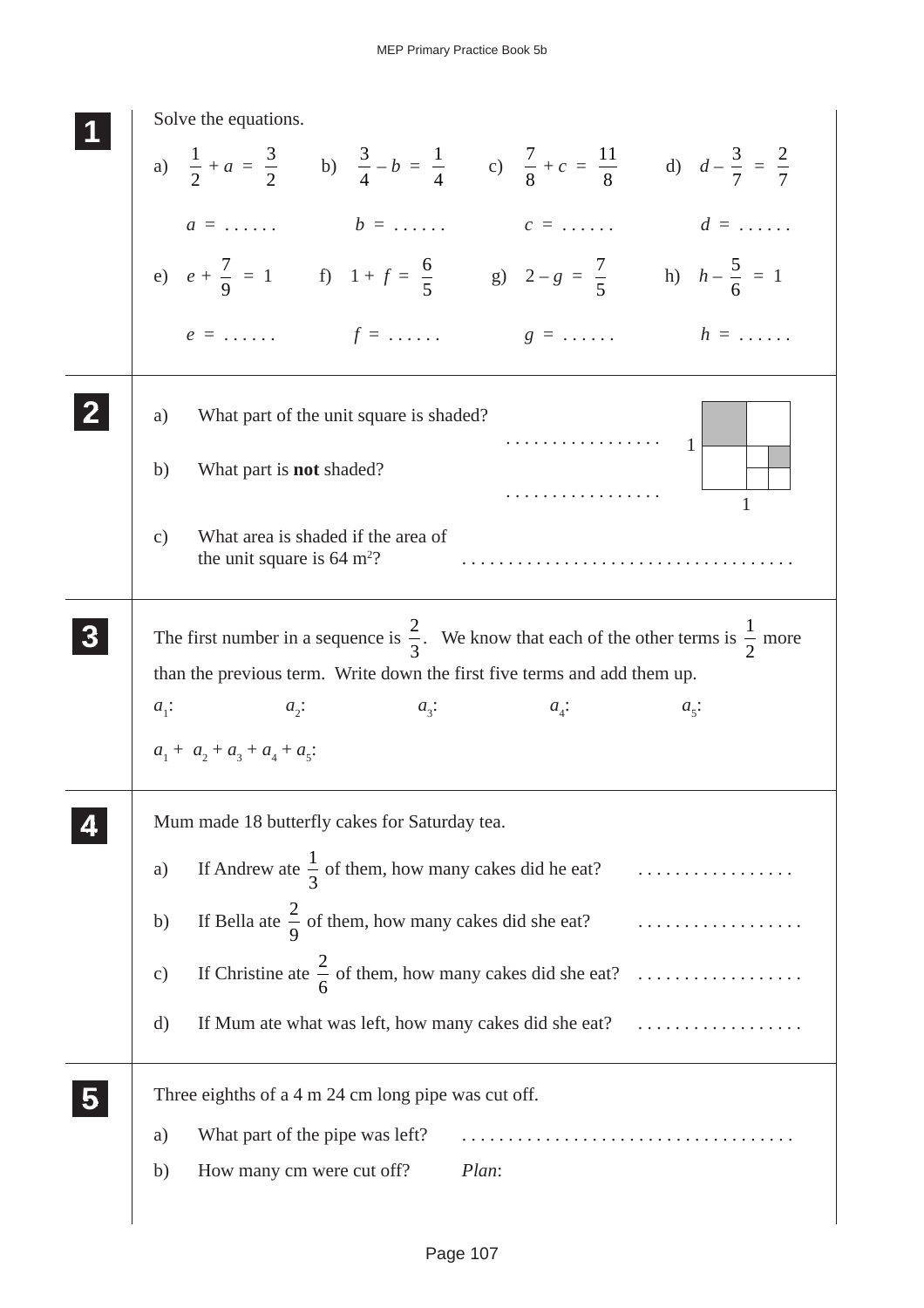**1** Solve the equations.

a) $\frac{1}{2} + a = \frac{3}{2}$  b) $\frac{3}{4} - b = \frac{1}{4}$  c) $\frac{7}{8} + c = \frac{11}{8}$  d) $d - \frac{3}{7} = \frac{2}{7}$

$a$ = ......  $b$ = ......  $c$ = ......  $d$ = ......

e) $e + \frac{7}{9} = 1$  f) $1 + f = \frac{6}{5}$  g) $2 - g = \frac{7}{5}$  h) $h - \frac{5}{6} = 1$

$e$ = ......  $f$ = ......  $g$ = ......  $h$ = ......

**2**

a) What part of the unit square is shaded? .................

b) What part is **not** shaded? .................

c) What area is shaded if the area of the unit square is 64 m²? .....................................

**3** The first number in a sequence is $\frac{2}{3}$. We know that each of the other terms is $\frac{1}{2}$ more than the previous term. Write down the first five terms and add them up.

$a_1$:  $a_2$:  $a_3$:  $a_4$:  $a_5$:

$a_1 + a_2 + a_3 + a_4 + a_5$:

**4** Mum made 18 butterfly cakes for Saturday tea.

a) If Andrew ate $\frac{1}{3}$ of them, how many cakes did he eat? .................

b) If Bella ate $\frac{2}{9}$ of them, how many cakes did she eat? ..................

c) If Christine ate $\frac{2}{6}$ of them, how many cakes did she eat? ..................

d) If Mum ate what was left, how many cakes did she eat? ..................

**5** Three eighths of a 4 m 24 cm long pipe was cut off.

a) What part of the pipe was left? .....................................

b) How many cm were cut off? *Plan*: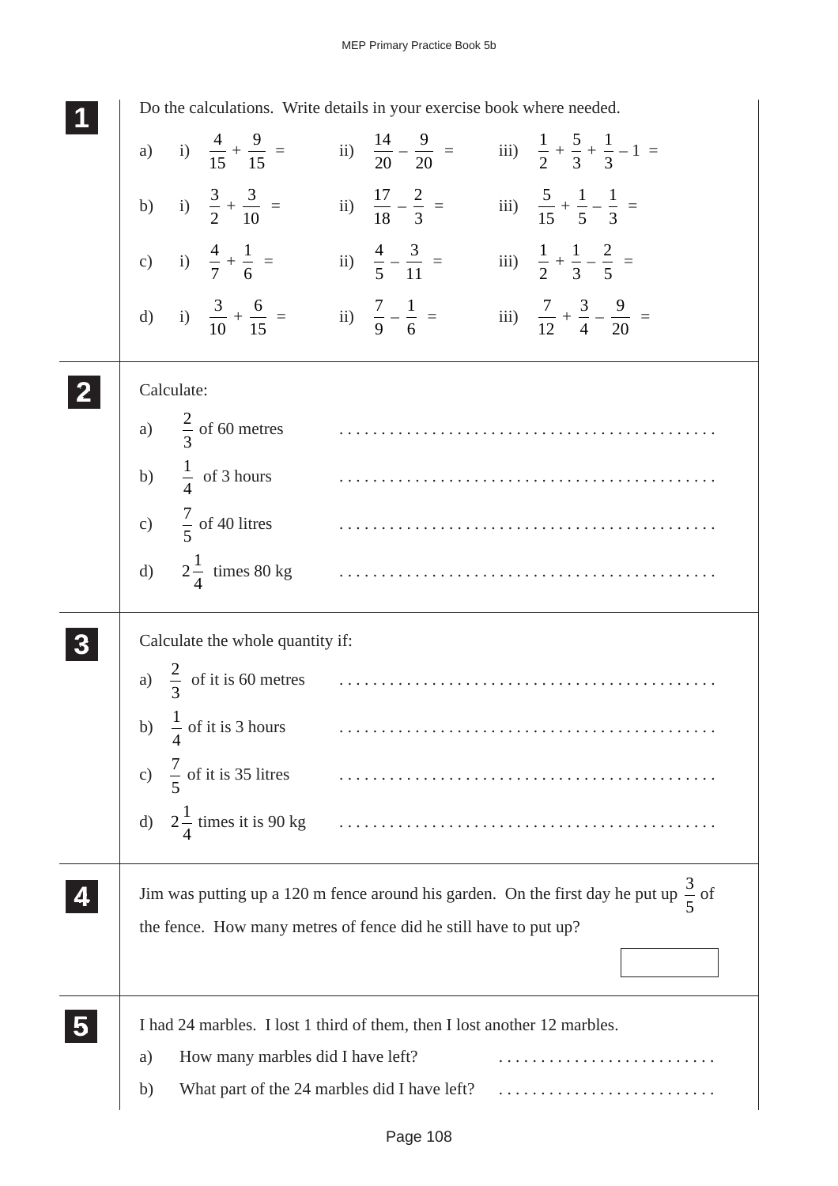**1** Do the calculations. Write details in your exercise book where needed.

a) i) $\frac{4}{15} + \frac{9}{15} =$  ii) $\frac{14}{20} - \frac{9}{20} =$  iii) $\frac{1}{2} + \frac{5}{3} + \frac{1}{3} - 1 =$

b) i) $\frac{3}{2} + \frac{3}{10} =$  ii) $\frac{17}{18} - \frac{2}{3} =$  iii) $\frac{5}{15} + \frac{1}{5} - \frac{1}{3} =$

c) i) $\frac{4}{7} + \frac{1}{6} =$  ii) $\frac{4}{5} - \frac{3}{11} =$  iii) $\frac{1}{2} + \frac{1}{3} - \frac{2}{5} =$

d) i) $\frac{3}{10} + \frac{6}{15} =$  ii) $\frac{7}{9} - \frac{1}{6} =$  iii) $\frac{7}{12} + \frac{3}{4} - \frac{9}{20} =$

**2** Calculate:

a) $\frac{2}{3}$ of 60 metres ..............................................

b) $\frac{1}{4}$ of 3 hours ..............................................

c) $\frac{7}{5}$ of 40 litres ..............................................

d) $2\frac{1}{4}$ times 80 kg ..............................................

**3** Calculate the whole quantity if:

a) $\frac{2}{3}$ of it is 60 metres ..............................................

b) $\frac{1}{4}$ of it is 3 hours ..............................................

c) $\frac{7}{5}$ of it is 35 litres ..............................................

d) $2\frac{1}{4}$ times it is 90 kg ..............................................

**4** Jim was putting up a 120 m fence around his garden. On the first day he put up $\frac{3}{5}$ of the fence. How many metres of fence did he still have to put up?

**5** I had 24 marbles. I lost 1 third of them, then I lost another 12 marbles.

a) How many marbles did I have left? ..........................

b) What part of the 24 marbles did I have left? ..........................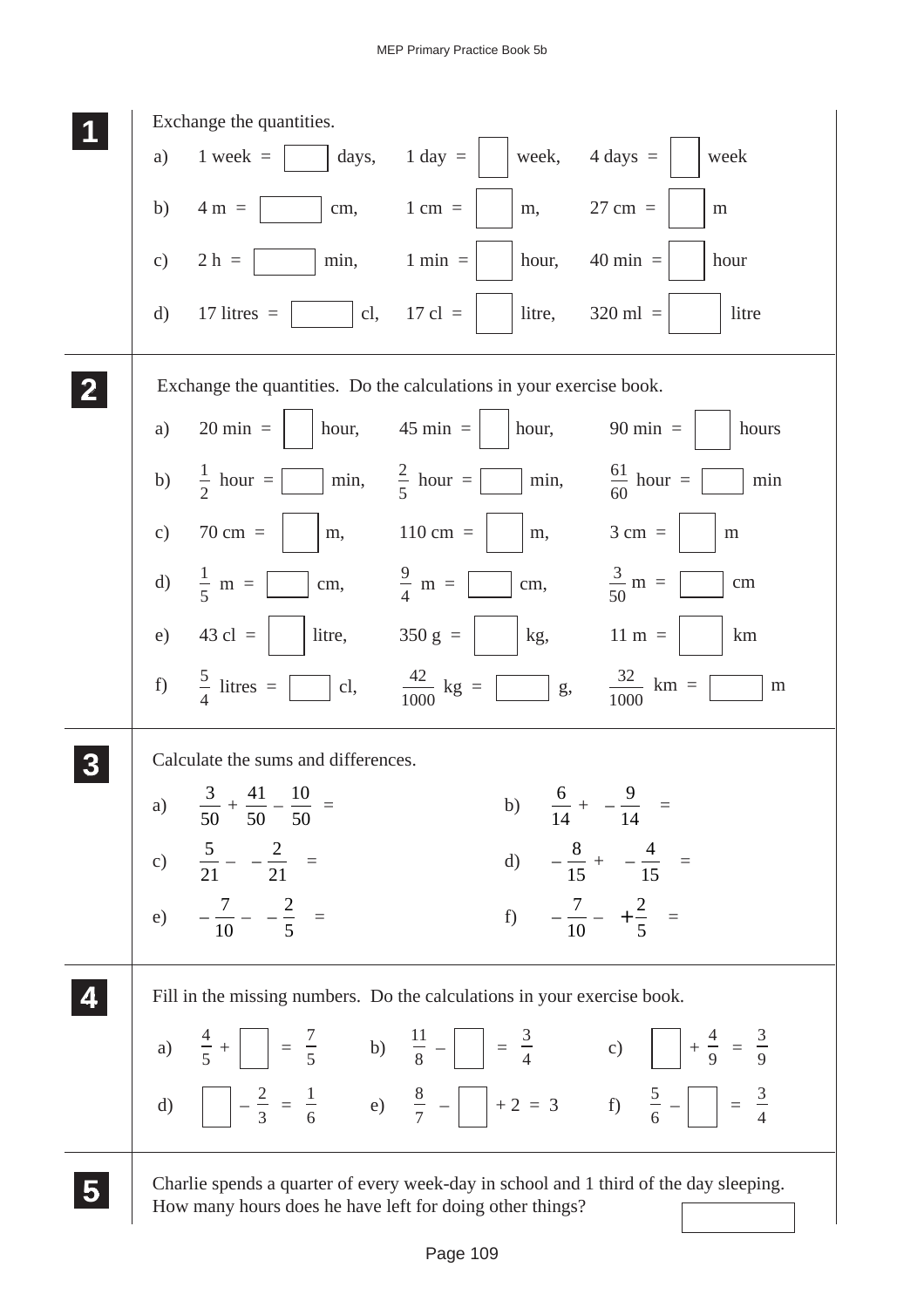**1** Exchange the quantities.

a) 1 week = ☐ days, 1 day = ☐ week, 4 days = ☐ week

b) 4 m = ☐ cm, 1 cm = ☐ m, 27 cm = ☐ m

c) 2 h = ☐ min, 1 min = ☐ hour, 40 min = ☐ hour

d) 17 litres = ☐ cl, 17 cl = ☐ litre, 320 ml = ☐ litre

**2** Exchange the quantities. Do the calculations in your exercise book.

a) 20 min = ☐ hour, 45 min = ☐ hour, 90 min = ☐ hours

b) $\frac{1}{2}$ hour = ☐ min, $\frac{2}{5}$ hour = ☐ min, $\frac{61}{60}$ hour = ☐ min

c) 70 cm = ☐ m, 110 cm = ☐ m, 3 cm = ☐ m

d) $\frac{1}{5}$ m = ☐ cm, $\frac{9}{4}$ m = ☐ cm, $\frac{3}{50}$ m = ☐ cm

e) 43 cl = ☐ litre, 350 g = ☐ kg, 11 m = ☐ km

f) $\frac{5}{4}$ litres = ☐ cl, $\frac{42}{1000}$ kg = ☐ g, $\frac{32}{1000}$ km = ☐ m

**3** Calculate the sums and differences.

a) $\frac{3}{50} + \frac{41}{50} - \frac{10}{50} =$

b) $\frac{6}{14} + -\frac{9}{14} =$

c) $\frac{5}{21} - -\frac{2}{21} =$

d) $-\frac{8}{15} + -\frac{4}{15} =$

e) $-\frac{7}{10} - -\frac{2}{5} =$

f) $-\frac{7}{10} - +\frac{2}{5} =$

**4** Fill in the missing numbers. Do the calculations in your exercise book.

a) $\frac{4}{5} + \square = \frac{7}{5}$

b) $\frac{11}{8} - \square = \frac{3}{4}$

c) $\square + \frac{4}{9} = \frac{3}{9}$

d) $\square - \frac{2}{3} = \frac{1}{6}$

e) $\frac{8}{7} - \square + 2 = 3$

f) $\frac{5}{6} - \square = \frac{3}{4}$

**5** Charlie spends a quarter of every week-day in school and 1 third of the day sleeping. How many hours does he have left for doing other things? ☐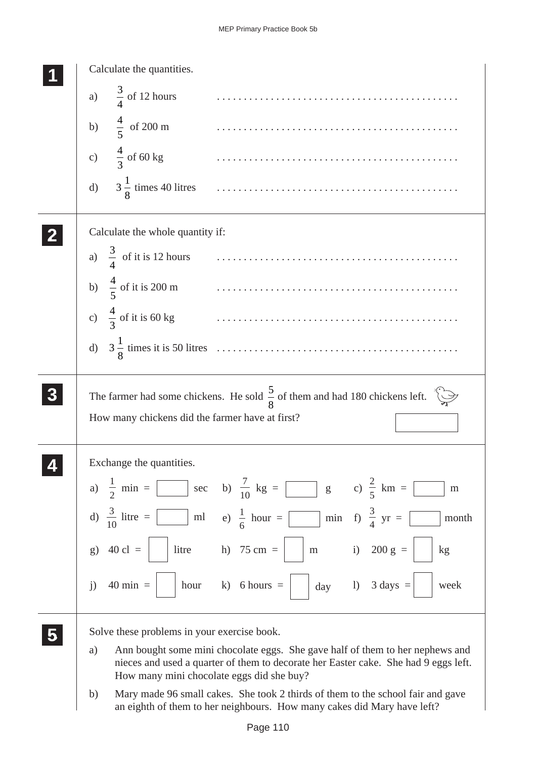**1** Calculate the quantities.

a) $\frac{3}{4}$ of 12 hours ............................................

b) $\frac{4}{5}$ of 200 m ............................................

c) $\frac{4}{3}$ of 60 kg ............................................

d) $3\frac{1}{8}$ times 40 litres ............................................

**2** Calculate the whole quantity if:

a) $\frac{3}{4}$ of it is 12 hours ............................................

b) $\frac{4}{5}$ of it is 200 m ............................................

c) $\frac{4}{3}$ of it is 60 kg ............................................

d) $3\frac{1}{8}$ times it is 50 litres ............................................

**3** The farmer had some chickens. He sold $\frac{5}{8}$ of them and had 180 chickens left.

How many chickens did the farmer have at first? ☐

**4** Exchange the quantities.

a) $\frac{1}{2}$ min = ☐ sec  b) $\frac{7}{10}$ kg = ☐ g  c) $\frac{2}{5}$ km = ☐ m

d) $\frac{3}{10}$ litre = ☐ ml  e) $\frac{1}{6}$ hour = ☐ min  f) $\frac{3}{4}$ yr = ☐ month

g) 40 cl = ☐ litre  h) 75 cm = ☐ m  i) 200 g = ☐ kg

j) 40 min = ☐ hour  k) 6 hours = ☐ day  l) 3 days = ☐ week

**5** Solve these problems in your exercise book.

a) Ann bought some mini chocolate eggs. She gave half of them to her nephews and nieces and used a quarter of them to decorate her Easter cake. She had 9 eggs left. How many mini chocolate eggs did she buy?

b) Mary made 96 small cakes. She took 2 thirds of them to the school fair and gave an eighth of them to her neighbours. How many cakes did Mary have left?